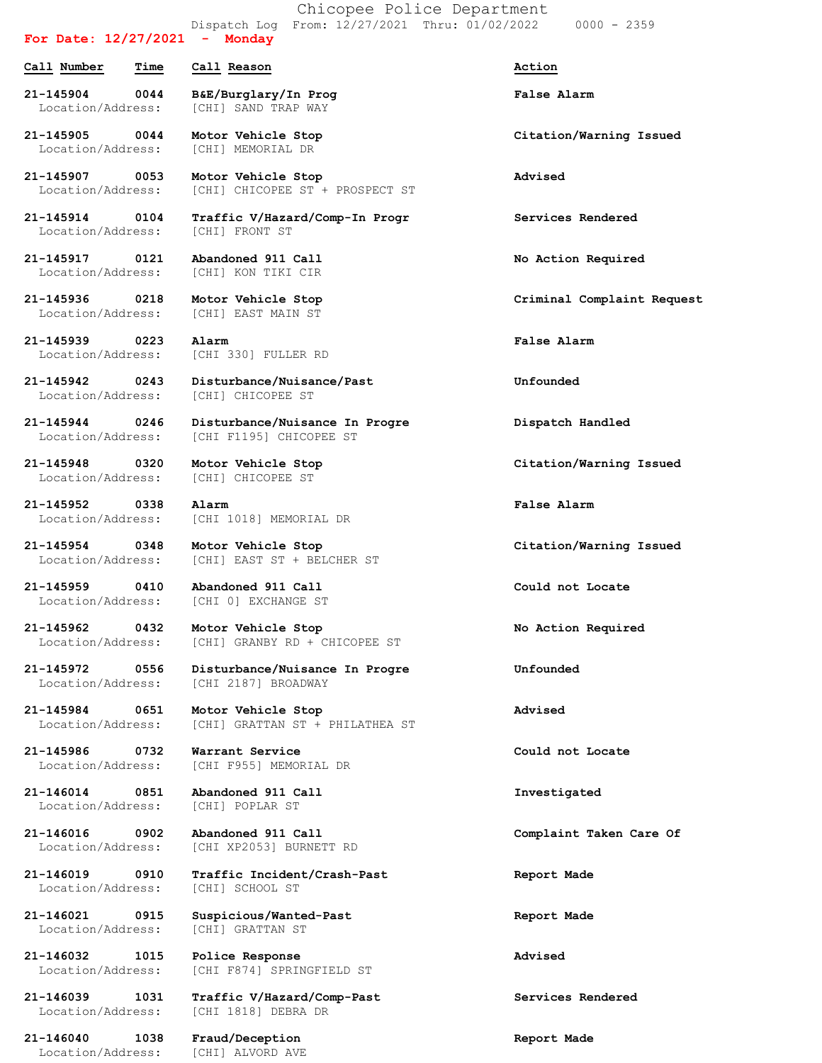# Chicopee Police Department

Dispatch Log From: 12/27/2021 Thru: 01/02/2022 0000 - 2359

**For Date: 12/27/2021 - Monday**

| Call Number | Time | Call Reason | Action |
|---|---|---|---|
| 21-145904 | 0044 | B&E/Burglary/In Prog | False Alarm |
| Location/Address: | | [CHI] SAND TRAP WAY | |
| 21-145905 | 0044 | Motor Vehicle Stop | Citation/Warning Issued |
| Location/Address: | | [CHI] MEMORIAL DR | |
| 21-145907 | 0053 | Motor Vehicle Stop | Advised |
| Location/Address: | | [CHI] CHICOPEE ST + PROSPECT ST | |
| 21-145914 | 0104 | Traffic V/Hazard/Comp-In Progr | Services Rendered |
| Location/Address: | | [CHI] FRONT ST | |
| 21-145917 | 0121 | Abandoned 911 Call | No Action Required |
| Location/Address: | | [CHI] KON TIKI CIR | |
| 21-145936 | 0218 | Motor Vehicle Stop | Criminal Complaint Request |
| Location/Address: | | [CHI] EAST MAIN ST | |
| 21-145939 | 0223 | Alarm | False Alarm |
| Location/Address: | | [CHI 330] FULLER RD | |
| 21-145942 | 0243 | Disturbance/Nuisance/Past | Unfounded |
| Location/Address: | | [CHI] CHICOPEE ST | |
| 21-145944 | 0246 | Disturbance/Nuisance In Progre | Dispatch Handled |
| Location/Address: | | [CHI F1195] CHICOPEE ST | |
| 21-145948 | 0320 | Motor Vehicle Stop | Citation/Warning Issued |
| Location/Address: | | [CHI] CHICOPEE ST | |
| 21-145952 | 0338 | Alarm | False Alarm |
| Location/Address: | | [CHI 1018] MEMORIAL DR | |
| 21-145954 | 0348 | Motor Vehicle Stop | Citation/Warning Issued |
| Location/Address: | | [CHI] EAST ST + BELCHER ST | |
| 21-145959 | 0410 | Abandoned 911 Call | Could not Locate |
| Location/Address: | | [CHI 0] EXCHANGE ST | |
| 21-145962 | 0432 | Motor Vehicle Stop | No Action Required |
| Location/Address: | | [CHI] GRANBY RD + CHICOPEE ST | |
| 21-145972 | 0556 | Disturbance/Nuisance In Progre | Unfounded |
| Location/Address: | | [CHI 2187] BROADWAY | |
| 21-145984 | 0651 | Motor Vehicle Stop | Advised |
| Location/Address: | | [CHI] GRATTAN ST + PHILATHEA ST | |
| 21-145986 | 0732 | Warrant Service | Could not Locate |
| Location/Address: | | [CHI F955] MEMORIAL DR | |
| 21-146014 | 0851 | Abandoned 911 Call | Investigated |
| Location/Address: | | [CHI] POPLAR ST | |
| 21-146016 | 0902 | Abandoned 911 Call | Complaint Taken Care Of |
| Location/Address: | | [CHI XP2053] BURNETT RD | |
| 21-146019 | 0910 | Traffic Incident/Crash-Past | Report Made |
| Location/Address: | | [CHI] SCHOOL ST | |
| 21-146021 | 0915 | Suspicious/Wanted-Past | Report Made |
| Location/Address: | | [CHI] GRATTAN ST | |
| 21-146032 | 1015 | Police Response | Advised |
| Location/Address: | | [CHI F874] SPRINGFIELD ST | |
| 21-146039 | 1031 | Traffic V/Hazard/Comp-Past | Services Rendered |
| Location/Address: | | [CHI 1818] DEBRA DR | |
| 21-146040 | 1038 | Fraud/Deception | Report Made |
| Location/Address: | | [CHI] ALVORD AVE | |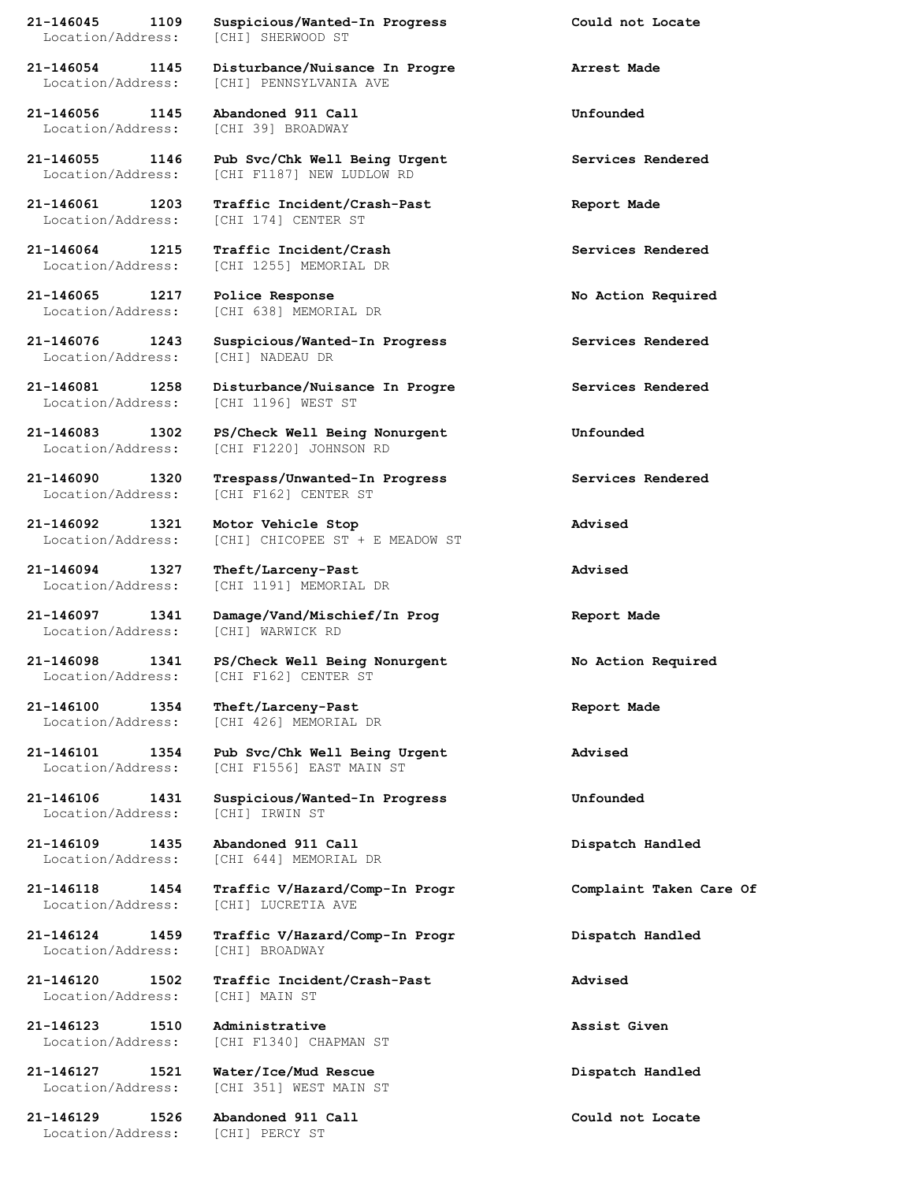**21-146045 1109 Suspicious/Wanted-In Progress Could not Locate**
Location/Address: [CHI] SHERWOOD ST

**21-146054 1145 Disturbance/Nuisance In Progre Arrest Made**
Location/Address: [CHI] PENNSYLVANIA AVE

**21-146056 1145 Abandoned 911 Call Unfounded**
Location/Address: [CHI 39] BROADWAY

**21-146055 1146 Pub Svc/Chk Well Being Urgent Services Rendered**
Location/Address: [CHI F1187] NEW LUDLOW RD

**21-146061 1203 Traffic Incident/Crash-Past Report Made**
Location/Address: [CHI 174] CENTER ST

**21-146064 1215 Traffic Incident/Crash Services Rendered**
Location/Address: [CHI 1255] MEMORIAL DR

**21-146065 1217 Police Response No Action Required**
Location/Address: [CHI 638] MEMORIAL DR

**21-146076 1243 Suspicious/Wanted-In Progress Services Rendered**
Location/Address: [CHI] NADEAU DR

**21-146081 1258 Disturbance/Nuisance In Progre Services Rendered**
Location/Address: [CHI 1196] WEST ST

**21-146083 1302 PS/Check Well Being Nonurgent Unfounded**
Location/Address: [CHI F1220] JOHNSON RD

**21-146090 1320 Trespass/Unwanted-In Progress Services Rendered**
Location/Address: [CHI F162] CENTER ST

**21-146092 1321 Motor Vehicle Stop Advised**
Location/Address: [CHI] CHICOPEE ST + E MEADOW ST

**21-146094 1327 Theft/Larceny-Past Advised**
Location/Address: [CHI 1191] MEMORIAL DR

**21-146097 1341 Damage/Vand/Mischief/In Prog Report Made**
Location/Address: [CHI] WARWICK RD

**21-146098 1341 PS/Check Well Being Nonurgent No Action Required**
Location/Address: [CHI F162] CENTER ST

**21-146100 1354 Theft/Larceny-Past Report Made**
Location/Address: [CHI 426] MEMORIAL DR

**21-146101 1354 Pub Svc/Chk Well Being Urgent Advised**
Location/Address: [CHI F1556] EAST MAIN ST

**21-146106 1431 Suspicious/Wanted-In Progress Unfounded**
Location/Address: [CHI] IRWIN ST

**21-146109 1435 Abandoned 911 Call Dispatch Handled**
Location/Address: [CHI 644] MEMORIAL DR

**21-146118 1454 Traffic V/Hazard/Comp-In Progr Complaint Taken Care Of**
Location/Address: [CHI] LUCRETIA AVE

**21-146124 1459 Traffic V/Hazard/Comp-In Progr Dispatch Handled**
Location/Address: [CHI] BROADWAY

**21-146120 1502 Traffic Incident/Crash-Past Advised**
Location/Address: [CHI] MAIN ST

**21-146123 1510 Administrative Assist Given**
Location/Address: [CHI F1340] CHAPMAN ST

**21-146127 1521 Water/Ice/Mud Rescue Dispatch Handled**
Location/Address: [CHI 351] WEST MAIN ST

**21-146129 1526 Abandoned 911 Call Could not Locate**
Location/Address: [CHI] PERCY ST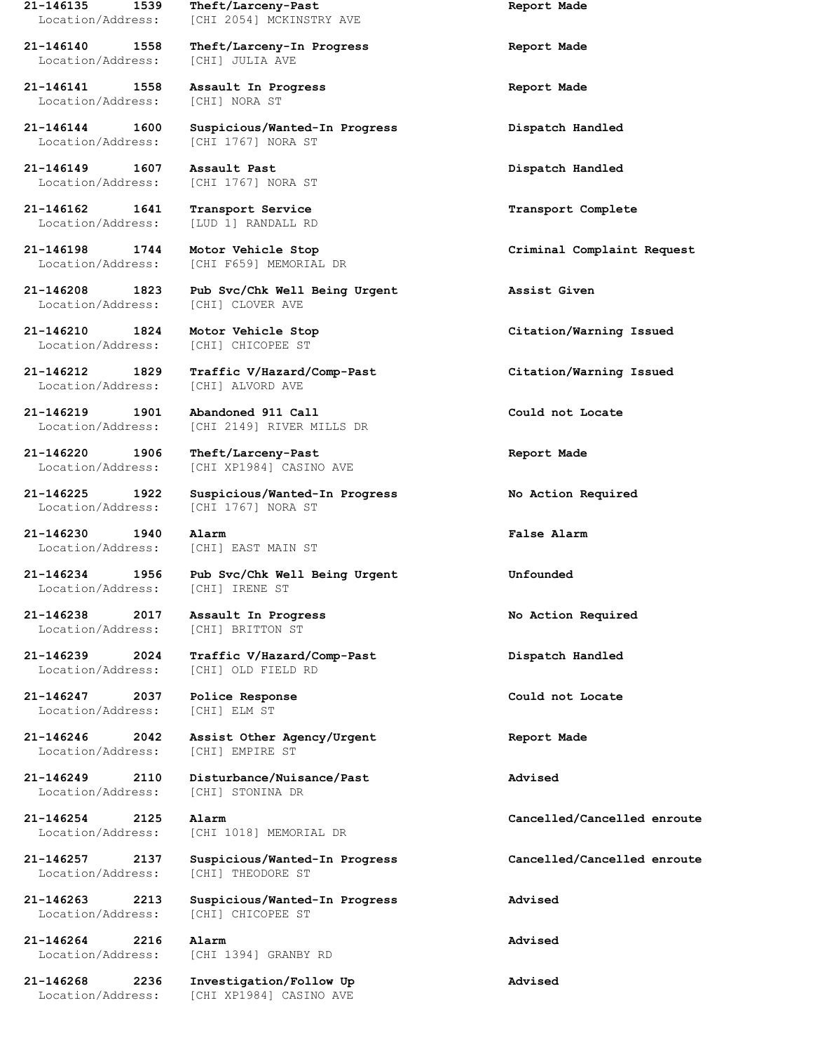**21-146135 1539 Theft/Larceny-Past Report Made**
Location/Address: [CHI 2054] MCKINSTRY AVE

**21-146140 1558 Theft/Larceny-In Progress Report Made**
Location/Address: [CHI] JULIA AVE

**21-146141 1558 Assault In Progress Report Made**
Location/Address: [CHI] NORA ST

**21-146144 1600 Suspicious/Wanted-In Progress Dispatch Handled**
Location/Address: [CHI 1767] NORA ST

**21-146149 1607 Assault Past Dispatch Handled**
Location/Address: [CHI 1767] NORA ST

**21-146162 1641 Transport Service Transport Complete**
Location/Address: [LUD 1] RANDALL RD

**21-146198 1744 Motor Vehicle Stop Criminal Complaint Request**
Location/Address: [CHI F659] MEMORIAL DR

**21-146208 1823 Pub Svc/Chk Well Being Urgent Assist Given**
Location/Address: [CHI] CLOVER AVE

**21-146210 1824 Motor Vehicle Stop Citation/Warning Issued**
Location/Address: [CHI] CHICOPEE ST

**21-146212 1829 Traffic V/Hazard/Comp-Past Citation/Warning Issued**
Location/Address: [CHI] ALVORD AVE

**21-146219 1901 Abandoned 911 Call Could not Locate**
Location/Address: [CHI 2149] RIVER MILLS DR

**21-146220 1906 Theft/Larceny-Past Report Made**
Location/Address: [CHI XP1984] CASINO AVE

**21-146225 1922 Suspicious/Wanted-In Progress No Action Required**
Location/Address: [CHI 1767] NORA ST

**21-146230 1940 Alarm False Alarm**
Location/Address: [CHI] EAST MAIN ST

**21-146234 1956 Pub Svc/Chk Well Being Urgent Unfounded**
Location/Address: [CHI] IRENE ST

**21-146238 2017 Assault In Progress No Action Required**
Location/Address: [CHI] BRITTON ST

**21-146239 2024 Traffic V/Hazard/Comp-Past Dispatch Handled**
Location/Address: [CHI] OLD FIELD RD

**21-146247 2037 Police Response Could not Locate**
Location/Address: [CHI] ELM ST

**21-146246 2042 Assist Other Agency/Urgent Report Made**
Location/Address: [CHI] EMPIRE ST

**21-146249 2110 Disturbance/Nuisance/Past Advised**
Location/Address: [CHI] STONINA DR

**21-146254 2125 Alarm Cancelled/Cancelled enroute**
Location/Address: [CHI 1018] MEMORIAL DR

**21-146257 2137 Suspicious/Wanted-In Progress Cancelled/Cancelled enroute**
Location/Address: [CHI] THEODORE ST

**21-146263 2213 Suspicious/Wanted-In Progress Advised**
Location/Address: [CHI] CHICOPEE ST

**21-146264 2216 Alarm Advised**
Location/Address: [CHI 1394] GRANBY RD

**21-146268 2236 Investigation/Follow Up Advised**
Location/Address: [CHI XP1984] CASINO AVE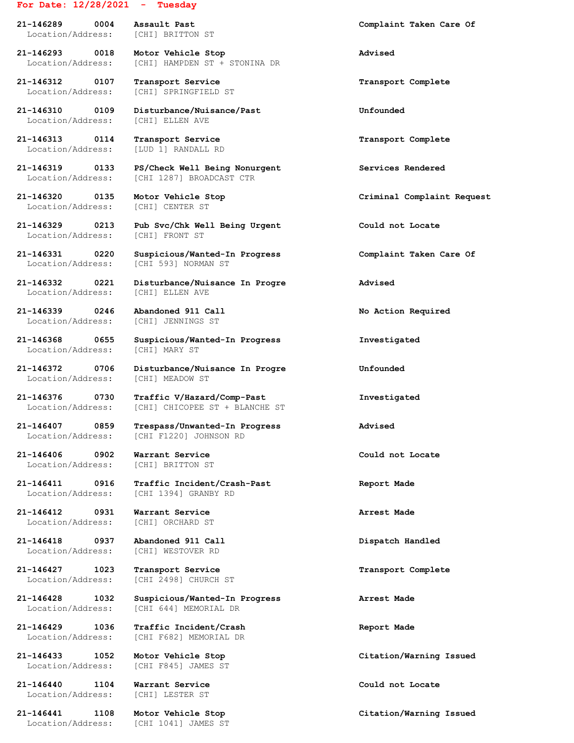**For Date: 12/28/2021 - Tuesday**

**21-146289 0004 Assault Past** — **Complaint Taken Care Of**
Location/Address: [CHI] BRITTON ST

**21-146293 0018 Motor Vehicle Stop** — **Advised**
Location/Address: [CHI] HAMPDEN ST + STONINA DR

**21-146312 0107 Transport Service** — **Transport Complete**
Location/Address: [CHI] SPRINGFIELD ST

**21-146310 0109 Disturbance/Nuisance/Past** — **Unfounded**
Location/Address: [CHI] ELLEN AVE

**21-146313 0114 Transport Service** — **Transport Complete**
Location/Address: [LUD 1] RANDALL RD

**21-146319 0133 PS/Check Well Being Nonurgent** — **Services Rendered**
Location/Address: [CHI 1287] BROADCAST CTR

**21-146320 0135 Motor Vehicle Stop** — **Criminal Complaint Request**
Location/Address: [CHI] CENTER ST

**21-146329 0213 Pub Svc/Chk Well Being Urgent** — **Could not Locate**
Location/Address: [CHI] FRONT ST

**21-146331 0220 Suspicious/Wanted-In Progress** — **Complaint Taken Care Of**
Location/Address: [CHI 593] NORMAN ST

**21-146332 0221 Disturbance/Nuisance In Progre** — **Advised**
Location/Address: [CHI] ELLEN AVE

**21-146339 0246 Abandoned 911 Call** — **No Action Required**
Location/Address: [CHI] JENNINGS ST

**21-146368 0655 Suspicious/Wanted-In Progress** — **Investigated**
Location/Address: [CHI] MARY ST

**21-146372 0706 Disturbance/Nuisance In Progre** — **Unfounded**
Location/Address: [CHI] MEADOW ST

**21-146376 0730 Traffic V/Hazard/Comp-Past** — **Investigated**
Location/Address: [CHI] CHICOPEE ST + BLANCHE ST

**21-146407 0859 Trespass/Unwanted-In Progress** — **Advised**
Location/Address: [CHI F1220] JOHNSON RD

**21-146406 0902 Warrant Service** — **Could not Locate**
Location/Address: [CHI] BRITTON ST

**21-146411 0916 Traffic Incident/Crash-Past** — **Report Made**
Location/Address: [CHI 1394] GRANBY RD

**21-146412 0931 Warrant Service** — **Arrest Made**
Location/Address: [CHI] ORCHARD ST

**21-146418 0937 Abandoned 911 Call** — **Dispatch Handled**
Location/Address: [CHI] WESTOVER RD

**21-146427 1023 Transport Service** — **Transport Complete**
Location/Address: [CHI 2498] CHURCH ST

**21-146428 1032 Suspicious/Wanted-In Progress** — **Arrest Made**
Location/Address: [CHI 644] MEMORIAL DR

**21-146429 1036 Traffic Incident/Crash** — **Report Made**
Location/Address: [CHI F682] MEMORIAL DR

**21-146433 1052 Motor Vehicle Stop** — **Citation/Warning Issued**
Location/Address: [CHI F845] JAMES ST

**21-146440 1104 Warrant Service** — **Could not Locate**
Location/Address: [CHI] LESTER ST

**21-146441 1108 Motor Vehicle Stop** — **Citation/Warning Issued**
Location/Address: [CHI 1041] JAMES ST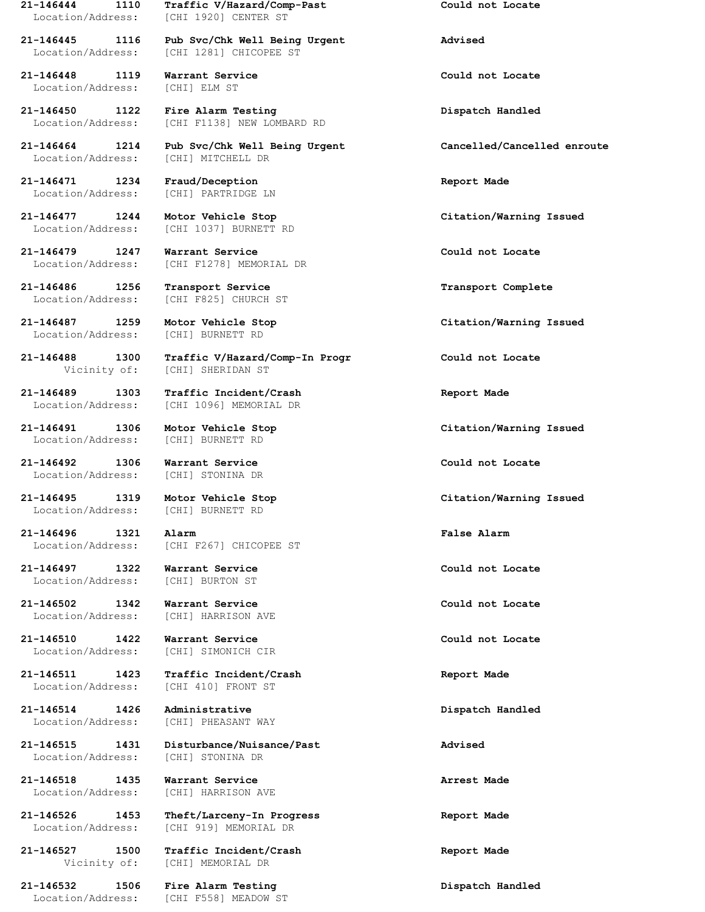**21-146444 1110 Traffic V/Hazard/Comp-Past Could not Locate**
Location/Address: [CHI 1920] CENTER ST

**21-146445 1116 Pub Svc/Chk Well Being Urgent Advised**
Location/Address: [CHI 1281] CHICOPEE ST

**21-146448 1119 Warrant Service Could not Locate**
Location/Address: [CHI] ELM ST

**21-146450 1122 Fire Alarm Testing Dispatch Handled**
Location/Address: [CHI F1138] NEW LOMBARD RD

**21-146464 1214 Pub Svc/Chk Well Being Urgent Cancelled/Cancelled enroute**
Location/Address: [CHI] MITCHELL DR

**21-146471 1234 Fraud/Deception Report Made**
Location/Address: [CHI] PARTRIDGE LN

**21-146477 1244 Motor Vehicle Stop Citation/Warning Issued**
Location/Address: [CHI 1037] BURNETT RD

**21-146479 1247 Warrant Service Could not Locate**
Location/Address: [CHI F1278] MEMORIAL DR

**21-146486 1256 Transport Service Transport Complete**
Location/Address: [CHI F825] CHURCH ST

**21-146487 1259 Motor Vehicle Stop Citation/Warning Issued**
Location/Address: [CHI] BURNETT RD

**21-146488 1300 Traffic V/Hazard/Comp-In Progr Could not Locate**
Vicinity of: [CHI] SHERIDAN ST

**21-146489 1303 Traffic Incident/Crash Report Made**
Location/Address: [CHI 1096] MEMORIAL DR

**21-146491 1306 Motor Vehicle Stop Citation/Warning Issued**
Location/Address: [CHI] BURNETT RD

**21-146492 1306 Warrant Service Could not Locate**
Location/Address: [CHI] STONINA DR

**21-146495 1319 Motor Vehicle Stop Citation/Warning Issued**
Location/Address: [CHI] BURNETT RD

**21-146496 1321 Alarm False Alarm**
Location/Address: [CHI F267] CHICOPEE ST

**21-146497 1322 Warrant Service Could not Locate**
Location/Address: [CHI] BURTON ST

**21-146502 1342 Warrant Service Could not Locate**
Location/Address: [CHI] HARRISON AVE

**21-146510 1422 Warrant Service Could not Locate**
Location/Address: [CHI] SIMONICH CIR

**21-146511 1423 Traffic Incident/Crash Report Made**
Location/Address: [CHI 410] FRONT ST

**21-146514 1426 Administrative Dispatch Handled**
Location/Address: [CHI] PHEASANT WAY

**21-146515 1431 Disturbance/Nuisance/Past Advised**
Location/Address: [CHI] STONINA DR

**21-146518 1435 Warrant Service Arrest Made**
Location/Address: [CHI] HARRISON AVE

**21-146526 1453 Theft/Larceny-In Progress Report Made**
Location/Address: [CHI 919] MEMORIAL DR

**21-146527 1500 Traffic Incident/Crash Report Made**
Vicinity of: [CHI] MEMORIAL DR

**21-146532 1506 Fire Alarm Testing Dispatch Handled**
Location/Address: [CHI F558] MEADOW ST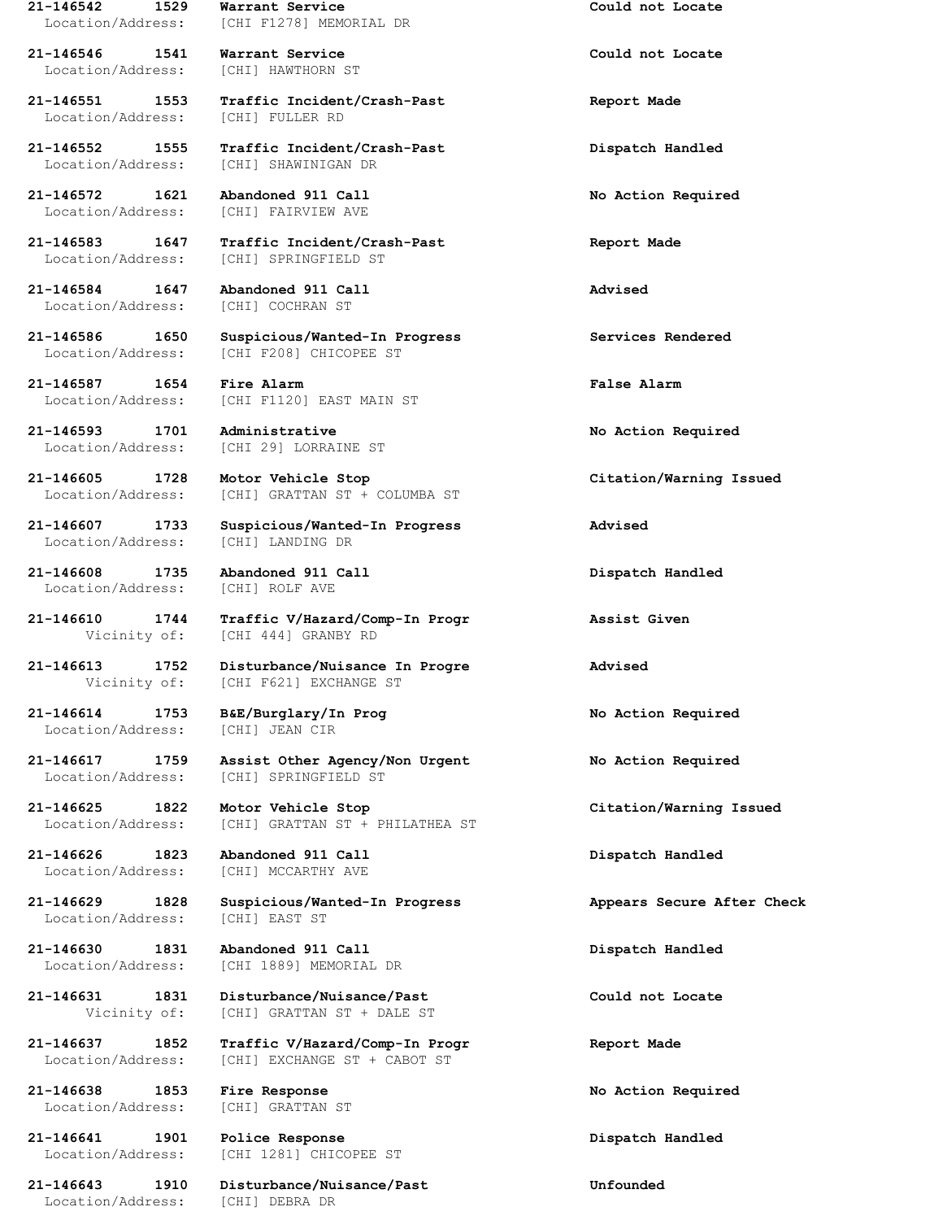**21-146542 1529 Warrant Service Could not Locate**
Location/Address: [CHI F1278] MEMORIAL DR

**21-146546 1541 Warrant Service Could not Locate**
Location/Address: [CHI] HAWTHORN ST

**21-146551 1553 Traffic Incident/Crash-Past Report Made**
Location/Address: [CHI] FULLER RD

**21-146552 1555 Traffic Incident/Crash-Past Dispatch Handled**
Location/Address: [CHI] SHAWINIGAN DR

**21-146572 1621 Abandoned 911 Call No Action Required**
Location/Address: [CHI] FAIRVIEW AVE

**21-146583 1647 Traffic Incident/Crash-Past Report Made**
Location/Address: [CHI] SPRINGFIELD ST

**21-146584 1647 Abandoned 911 Call Advised**
Location/Address: [CHI] COCHRAN ST

**21-146586 1650 Suspicious/Wanted-In Progress Services Rendered**
Location/Address: [CHI F208] CHICOPEE ST

**21-146587 1654 Fire Alarm False Alarm**
Location/Address: [CHI F1120] EAST MAIN ST

**21-146593 1701 Administrative No Action Required**
Location/Address: [CHI 29] LORRAINE ST

**21-146605 1728 Motor Vehicle Stop Citation/Warning Issued**
Location/Address: [CHI] GRATTAN ST + COLUMBA ST

**21-146607 1733 Suspicious/Wanted-In Progress Advised**
Location/Address: [CHI] LANDING DR

**21-146608 1735 Abandoned 911 Call Dispatch Handled**
Location/Address: [CHI] ROLF AVE

**21-146610 1744 Traffic V/Hazard/Comp-In Progr Assist Given**
Vicinity of: [CHI 444] GRANBY RD

**21-146613 1752 Disturbance/Nuisance In Progre Advised**
Vicinity of: [CHI F621] EXCHANGE ST

**21-146614 1753 B&E/Burglary/In Prog No Action Required**
Location/Address: [CHI] JEAN CIR

**21-146617 1759 Assist Other Agency/Non Urgent No Action Required**
Location/Address: [CHI] SPRINGFIELD ST

**21-146625 1822 Motor Vehicle Stop Citation/Warning Issued**
Location/Address: [CHI] GRATTAN ST + PHILATHEA ST

**21-146626 1823 Abandoned 911 Call Dispatch Handled**
Location/Address: [CHI] MCCARTHY AVE

**21-146629 1828 Suspicious/Wanted-In Progress Appears Secure After Check**
Location/Address: [CHI] EAST ST

**21-146630 1831 Abandoned 911 Call Dispatch Handled**
Location/Address: [CHI 1889] MEMORIAL DR

**21-146631 1831 Disturbance/Nuisance/Past Could not Locate**
Vicinity of: [CHI] GRATTAN ST + DALE ST

**21-146637 1852 Traffic V/Hazard/Comp-In Progr Report Made**
Location/Address: [CHI] EXCHANGE ST + CABOT ST

**21-146638 1853 Fire Response No Action Required**
Location/Address: [CHI] GRATTAN ST

**21-146641 1901 Police Response Dispatch Handled**
Location/Address: [CHI 1281] CHICOPEE ST

**21-146643 1910 Disturbance/Nuisance/Past Unfounded**
Location/Address: [CHI] DEBRA DR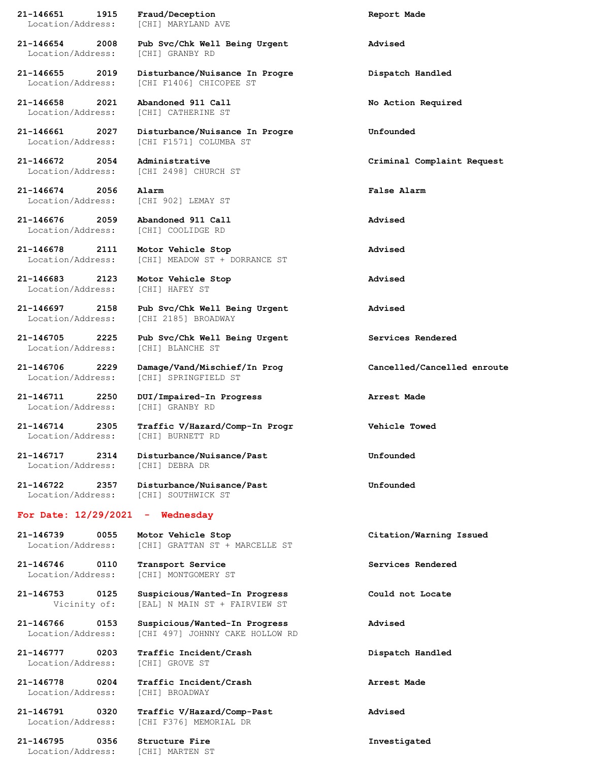**21-146651 1915 Fraud/Deception** **Report Made**
Location/Address: [CHI] MARYLAND AVE

**21-146654 2008 Pub Svc/Chk Well Being Urgent** **Advised**
Location/Address: [CHI] GRANBY RD

**21-146655 2019 Disturbance/Nuisance In Progre** **Dispatch Handled**
Location/Address: [CHI F1406] CHICOPEE ST

**21-146658 2021 Abandoned 911 Call** **No Action Required**
Location/Address: [CHI] CATHERINE ST

**21-146661 2027 Disturbance/Nuisance In Progre** **Unfounded**
Location/Address: [CHI F1571] COLUMBA ST

**21-146672 2054 Administrative** **Criminal Complaint Request**
Location/Address: [CHI 2498] CHURCH ST

**21-146674 2056 Alarm** **False Alarm**
Location/Address: [CHI 902] LEMAY ST

**21-146676 2059 Abandoned 911 Call** **Advised**
Location/Address: [CHI] COOLIDGE RD

**21-146678 2111 Motor Vehicle Stop** **Advised**
Location/Address: [CHI] MEADOW ST + DORRANCE ST

**21-146683 2123 Motor Vehicle Stop** **Advised**
Location/Address: [CHI] HAFEY ST

**21-146697 2158 Pub Svc/Chk Well Being Urgent** **Advised**
Location/Address: [CHI 2185] BROADWAY

**21-146705 2225 Pub Svc/Chk Well Being Urgent** **Services Rendered**
Location/Address: [CHI] BLANCHE ST

**21-146706 2229 Damage/Vand/Mischief/In Prog** **Cancelled/Cancelled enroute**
Location/Address: [CHI] SPRINGFIELD ST

**21-146711 2250 DUI/Impaired-In Progress** **Arrest Made**
Location/Address: [CHI] GRANBY RD

**21-146714 2305 Traffic V/Hazard/Comp-In Progr** **Vehicle Towed**
Location/Address: [CHI] BURNETT RD

**21-146717 2314 Disturbance/Nuisance/Past** **Unfounded**
Location/Address: [CHI] DEBRA DR

**21-146722 2357 Disturbance/Nuisance/Past** **Unfounded**
Location/Address: [CHI] SOUTHWICK ST

## For Date: 12/29/2021 - Wednesday

**21-146739 0055 Motor Vehicle Stop** **Citation/Warning Issued**
Location/Address: [CHI] GRATTAN ST + MARCELLE ST

**21-146746 0110 Transport Service** **Services Rendered**
Location/Address: [CHI] MONTGOMERY ST

**21-146753 0125 Suspicious/Wanted-In Progress** **Could not Locate**
Vicinity of: [EAL] N MAIN ST + FAIRVIEW ST

**21-146766 0153 Suspicious/Wanted-In Progress** **Advised**
Location/Address: [CHI 497] JOHNNY CAKE HOLLOW RD

**21-146777 0203 Traffic Incident/Crash** **Dispatch Handled**
Location/Address: [CHI] GROVE ST

**21-146778 0204 Traffic Incident/Crash** **Arrest Made**
Location/Address: [CHI] BROADWAY

**21-146791 0320 Traffic V/Hazard/Comp-Past** **Advised**
Location/Address: [CHI F376] MEMORIAL DR

**21-146795 0356 Structure Fire** **Investigated**
Location/Address: [CHI] MARTEN ST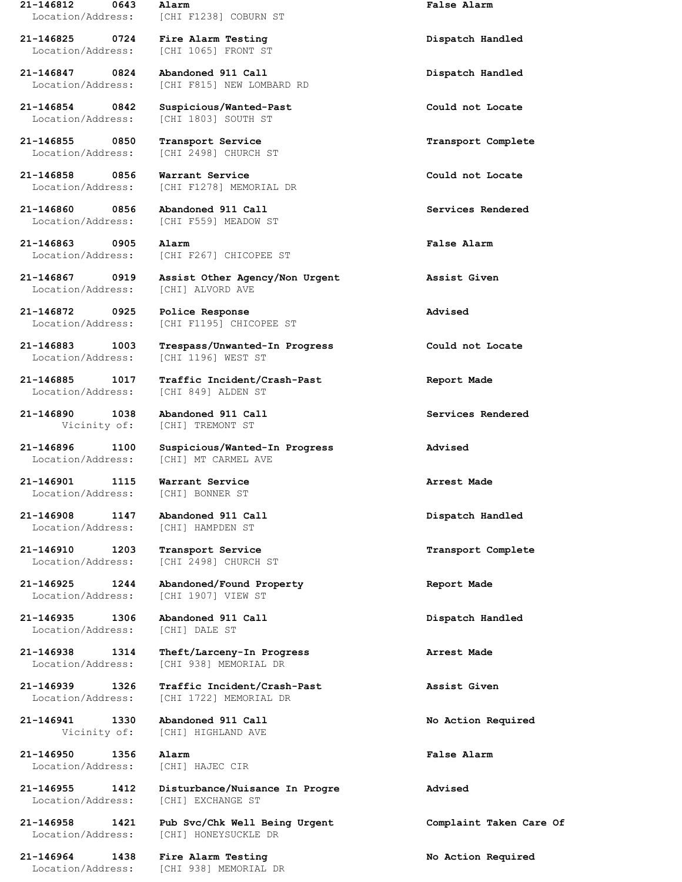**21-146812 0643 Alarm** **False Alarm**
Location/Address: [CHI F1238] COBURN ST

**21-146825 0724 Fire Alarm Testing** **Dispatch Handled**
Location/Address: [CHI 1065] FRONT ST

**21-146847 0824 Abandoned 911 Call** **Dispatch Handled**
Location/Address: [CHI F815] NEW LOMBARD RD

**21-146854 0842 Suspicious/Wanted-Past** **Could not Locate**
Location/Address: [CHI 1803] SOUTH ST

**21-146855 0850 Transport Service** **Transport Complete**
Location/Address: [CHI 2498] CHURCH ST

**21-146858 0856 Warrant Service** **Could not Locate**
Location/Address: [CHI F1278] MEMORIAL DR

**21-146860 0856 Abandoned 911 Call** **Services Rendered**
Location/Address: [CHI F559] MEADOW ST

**21-146863 0905 Alarm** **False Alarm**
Location/Address: [CHI F267] CHICOPEE ST

**21-146867 0919 Assist Other Agency/Non Urgent** **Assist Given**
Location/Address: [CHI] ALVORD AVE

**21-146872 0925 Police Response** **Advised**
Location/Address: [CHI F1195] CHICOPEE ST

**21-146883 1003 Trespass/Unwanted-In Progress** **Could not Locate**
Location/Address: [CHI 1196] WEST ST

**21-146885 1017 Traffic Incident/Crash-Past** **Report Made**
Location/Address: [CHI 849] ALDEN ST

**21-146890 1038 Abandoned 911 Call** **Services Rendered**
Vicinity of: [CHI] TREMONT ST

**21-146896 1100 Suspicious/Wanted-In Progress** **Advised**
Location/Address: [CHI] MT CARMEL AVE

**21-146901 1115 Warrant Service** **Arrest Made**
Location/Address: [CHI] BONNER ST

**21-146908 1147 Abandoned 911 Call** **Dispatch Handled**
Location/Address: [CHI] HAMPDEN ST

**21-146910 1203 Transport Service** **Transport Complete**
Location/Address: [CHI 2498] CHURCH ST

**21-146925 1244 Abandoned/Found Property** **Report Made**
Location/Address: [CHI 1907] VIEW ST

**21-146935 1306 Abandoned 911 Call** **Dispatch Handled**
Location/Address: [CHI] DALE ST

**21-146938 1314 Theft/Larceny-In Progress** **Arrest Made**
Location/Address: [CHI 938] MEMORIAL DR

**21-146939 1326 Traffic Incident/Crash-Past** **Assist Given**
Location/Address: [CHI 1722] MEMORIAL DR

**21-146941 1330 Abandoned 911 Call** **No Action Required**
Vicinity of: [CHI] HIGHLAND AVE

**21-146950 1356 Alarm** **False Alarm**
Location/Address: [CHI] HAJEC CIR

**21-146955 1412 Disturbance/Nuisance In Progre** **Advised**
Location/Address: [CHI] EXCHANGE ST

**21-146958 1421 Pub Svc/Chk Well Being Urgent** **Complaint Taken Care Of**
Location/Address: [CHI] HONEYSUCKLE DR

**21-146964 1438 Fire Alarm Testing** **No Action Required**
Location/Address: [CHI 938] MEMORIAL DR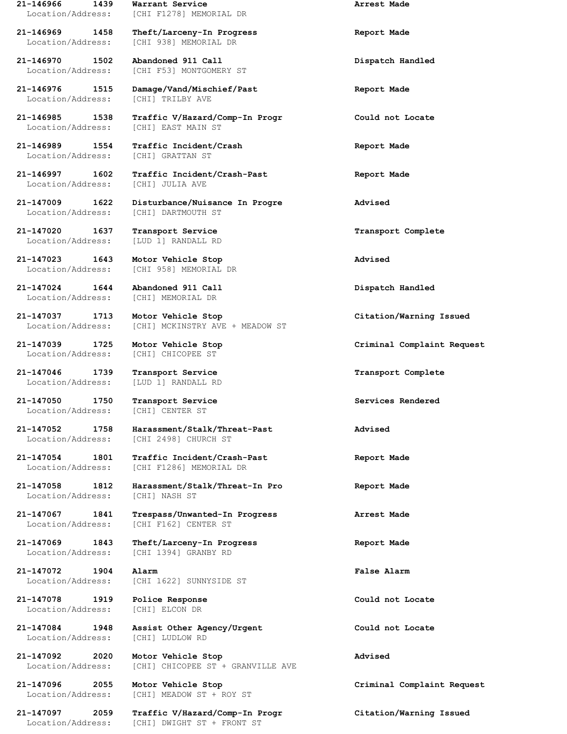**21-146966 1439 Warrant Service** **Arrest Made**
Location/Address: [CHI F1278] MEMORIAL DR

**21-146969 1458 Theft/Larceny-In Progress** **Report Made**
Location/Address: [CHI 938] MEMORIAL DR

**21-146970 1502 Abandoned 911 Call** **Dispatch Handled**
Location/Address: [CHI F53] MONTGOMERY ST

**21-146976 1515 Damage/Vand/Mischief/Past** **Report Made**
Location/Address: [CHI] TRILBY AVE

**21-146985 1538 Traffic V/Hazard/Comp-In Progr** **Could not Locate**
Location/Address: [CHI] EAST MAIN ST

**21-146989 1554 Traffic Incident/Crash** **Report Made**
Location/Address: [CHI] GRATTAN ST

**21-146997 1602 Traffic Incident/Crash-Past** **Report Made**
Location/Address: [CHI] JULIA AVE

**21-147009 1622 Disturbance/Nuisance In Progre** **Advised**
Location/Address: [CHI] DARTMOUTH ST

**21-147020 1637 Transport Service** **Transport Complete**
Location/Address: [LUD 1] RANDALL RD

**21-147023 1643 Motor Vehicle Stop** **Advised**
Location/Address: [CHI 958] MEMORIAL DR

**21-147024 1644 Abandoned 911 Call** **Dispatch Handled**
Location/Address: [CHI] MEMORIAL DR

**21-147037 1713 Motor Vehicle Stop** **Citation/Warning Issued**
Location/Address: [CHI] MCKINSTRY AVE + MEADOW ST

**21-147039 1725 Motor Vehicle Stop** **Criminal Complaint Request**
Location/Address: [CHI] CHICOPEE ST

**21-147046 1739 Transport Service** **Transport Complete**
Location/Address: [LUD 1] RANDALL RD

**21-147050 1750 Transport Service** **Services Rendered**
Location/Address: [CHI] CENTER ST

**21-147052 1758 Harassment/Stalk/Threat-Past** **Advised**
Location/Address: [CHI 2498] CHURCH ST

**21-147054 1801 Traffic Incident/Crash-Past** **Report Made**
Location/Address: [CHI F1286] MEMORIAL DR

**21-147058 1812 Harassment/Stalk/Threat-In Pro** **Report Made**
Location/Address: [CHI] NASH ST

**21-147067 1841 Trespass/Unwanted-In Progress** **Arrest Made**
Location/Address: [CHI F162] CENTER ST

**21-147069 1843 Theft/Larceny-In Progress** **Report Made**
Location/Address: [CHI 1394] GRANBY RD

**21-147072 1904 Alarm** **False Alarm**
Location/Address: [CHI 1622] SUNNYSIDE ST

**21-147078 1919 Police Response** **Could not Locate**
Location/Address: [CHI] ELCON DR

**21-147084 1948 Assist Other Agency/Urgent** **Could not Locate**
Location/Address: [CHI] LUDLOW RD

**21-147092 2020 Motor Vehicle Stop** **Advised**
Location/Address: [CHI] CHICOPEE ST + GRANVILLE AVE

**21-147096 2055 Motor Vehicle Stop** **Criminal Complaint Request**
Location/Address: [CHI] MEADOW ST + ROY ST

**21-147097 2059 Traffic V/Hazard/Comp-In Progr** **Citation/Warning Issued**
Location/Address: [CHI] DWIGHT ST + FRONT ST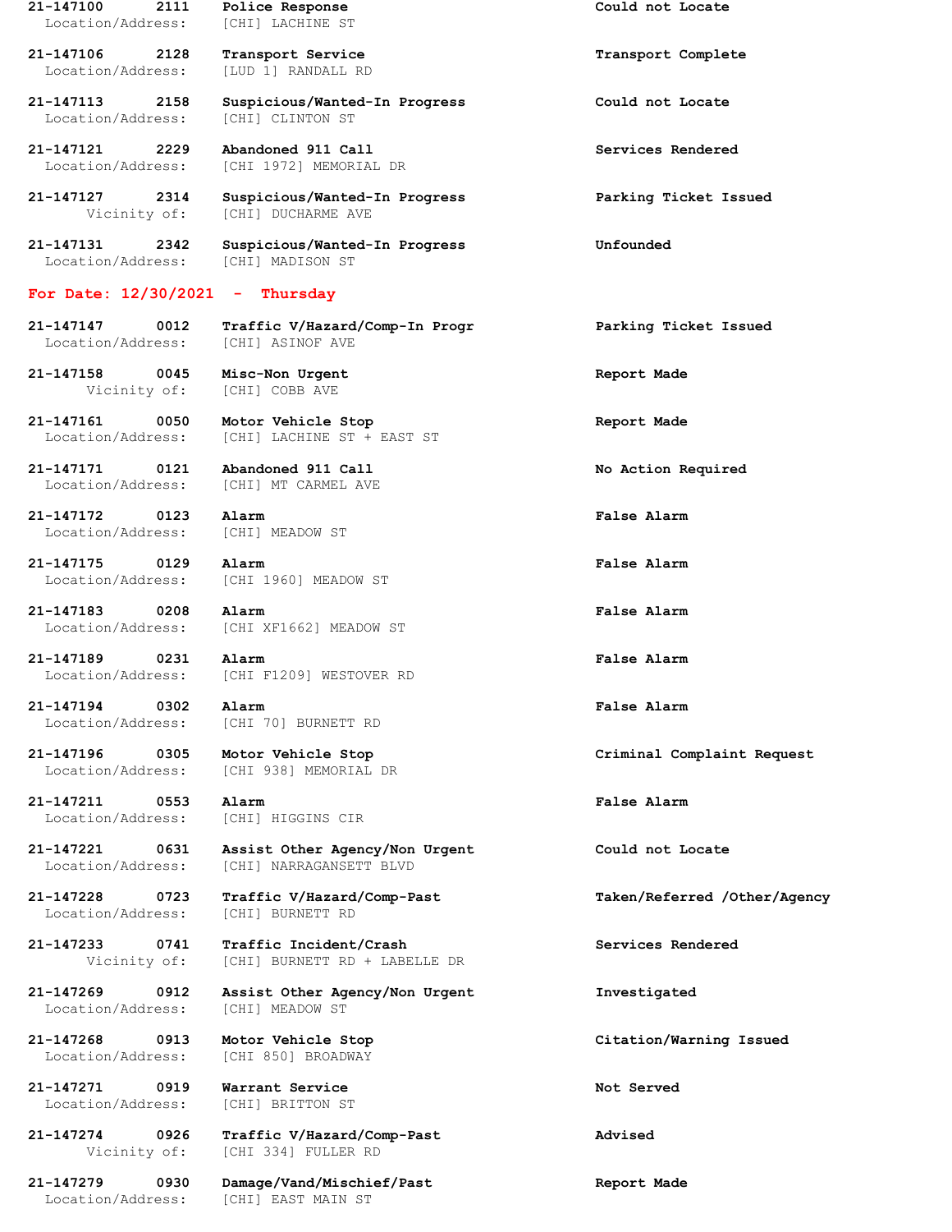**21-147100 2111 Police Response** **Could not Locate**
Location/Address: [CHI] LACHINE ST

**21-147106 2128 Transport Service** **Transport Complete**
Location/Address: [LUD 1] RANDALL RD

**21-147113 2158 Suspicious/Wanted-In Progress** **Could not Locate**
Location/Address: [CHI] CLINTON ST

**21-147121 2229 Abandoned 911 Call** **Services Rendered**
Location/Address: [CHI 1972] MEMORIAL DR

**21-147127 2314 Suspicious/Wanted-In Progress** **Parking Ticket Issued**
Vicinity of: [CHI] DUCHARME AVE

**21-147131 2342 Suspicious/Wanted-In Progress** **Unfounded**
Location/Address: [CHI] MADISON ST

## For Date: 12/30/2021 - Thursday

**21-147147 0012 Traffic V/Hazard/Comp-In Progr** **Parking Ticket Issued**
Location/Address: [CHI] ASINOF AVE

**21-147158 0045 Misc-Non Urgent** **Report Made**
Vicinity of: [CHI] COBB AVE

**21-147161 0050 Motor Vehicle Stop** **Report Made**
Location/Address: [CHI] LACHINE ST + EAST ST

**21-147171 0121 Abandoned 911 Call** **No Action Required**
Location/Address: [CHI] MT CARMEL AVE

**21-147172 0123 Alarm** **False Alarm**
Location/Address: [CHI] MEADOW ST

**21-147175 0129 Alarm** **False Alarm**
Location/Address: [CHI 1960] MEADOW ST

**21-147183 0208 Alarm** **False Alarm**
Location/Address: [CHI XF1662] MEADOW ST

**21-147189 0231 Alarm** **False Alarm**
Location/Address: [CHI F1209] WESTOVER RD

**21-147194 0302 Alarm** **False Alarm**
Location/Address: [CHI 70] BURNETT RD

**21-147196 0305 Motor Vehicle Stop** **Criminal Complaint Request**
Location/Address: [CHI 938] MEMORIAL DR

**21-147211 0553 Alarm** **False Alarm**
Location/Address: [CHI] HIGGINS CIR

**21-147221 0631 Assist Other Agency/Non Urgent** **Could not Locate**
Location/Address: [CHI] NARRAGANSETT BLVD

**21-147228 0723 Traffic V/Hazard/Comp-Past** **Taken/Referred /Other/Agency**
Location/Address: [CHI] BURNETT RD

**21-147233 0741 Traffic Incident/Crash** **Services Rendered**
Vicinity of: [CHI] BURNETT RD + LABELLE DR

**21-147269 0912 Assist Other Agency/Non Urgent** **Investigated**
Location/Address: [CHI] MEADOW ST

**21-147268 0913 Motor Vehicle Stop** **Citation/Warning Issued**
Location/Address: [CHI 850] BROADWAY

**21-147271 0919 Warrant Service** **Not Served**
Location/Address: [CHI] BRITTON ST

**21-147274 0926 Traffic V/Hazard/Comp-Past** **Advised**
Vicinity of: [CHI 334] FULLER RD

**21-147279 0930 Damage/Vand/Mischief/Past** **Report Made**
Location/Address: [CHI] EAST MAIN ST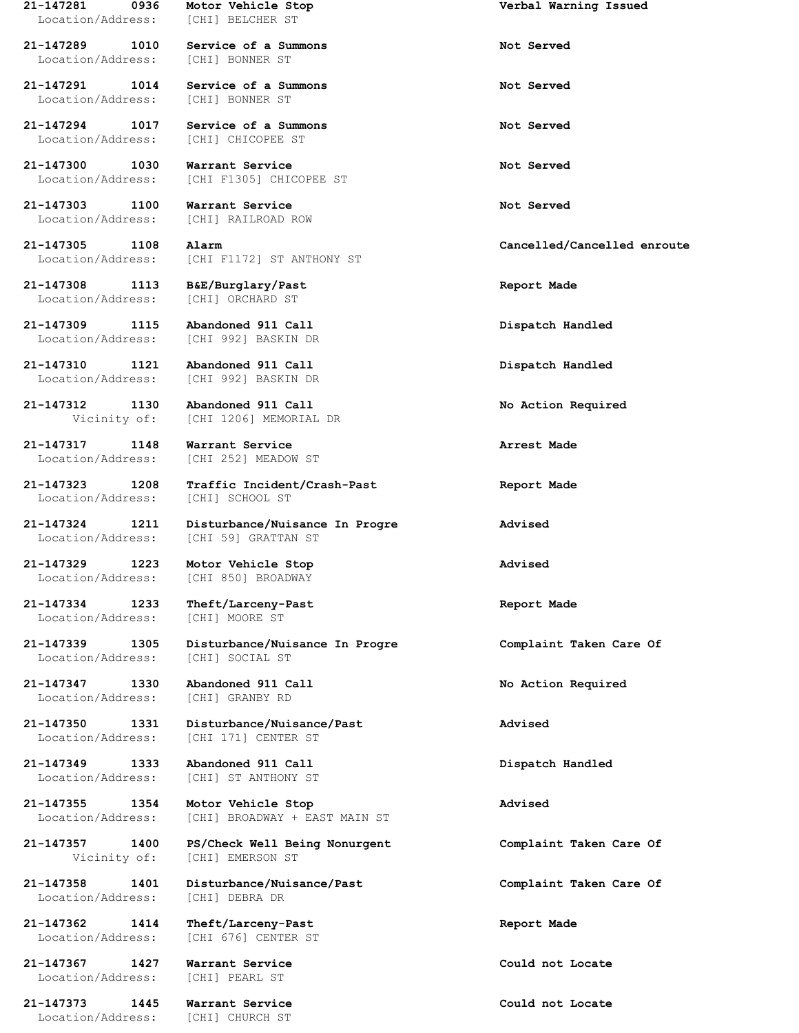**21-147281 0936 Motor Vehicle Stop** **Verbal Warning Issued**
Location/Address: [CHI] BELCHER ST

**21-147289 1010 Service of a Summons** **Not Served**
Location/Address: [CHI] BONNER ST

**21-147291 1014 Service of a Summons** **Not Served**
Location/Address: [CHI] BONNER ST

**21-147294 1017 Service of a Summons** **Not Served**
Location/Address: [CHI] CHICOPEE ST

**21-147300 1030 Warrant Service** **Not Served**
Location/Address: [CHI F1305] CHICOPEE ST

**21-147303 1100 Warrant Service** **Not Served**
Location/Address: [CHI] RAILROAD ROW

**21-147305 1108 Alarm** **Cancelled/Cancelled enroute**
Location/Address: [CHI F1172] ST ANTHONY ST

**21-147308 1113 B&E/Burglary/Past** **Report Made**
Location/Address: [CHI] ORCHARD ST

**21-147309 1115 Abandoned 911 Call** **Dispatch Handled**
Location/Address: [CHI 992] BASKIN DR

**21-147310 1121 Abandoned 911 Call** **Dispatch Handled**
Location/Address: [CHI 992] BASKIN DR

**21-147312 1130 Abandoned 911 Call** **No Action Required**
Vicinity of: [CHI 1206] MEMORIAL DR

**21-147317 1148 Warrant Service** **Arrest Made**
Location/Address: [CHI 252] MEADOW ST

**21-147323 1208 Traffic Incident/Crash-Past** **Report Made**
Location/Address: [CHI] SCHOOL ST

**21-147324 1211 Disturbance/Nuisance In Progre** **Advised**
Location/Address: [CHI 59] GRATTAN ST

**21-147329 1223 Motor Vehicle Stop** **Advised**
Location/Address: [CHI 850] BROADWAY

**21-147334 1233 Theft/Larceny-Past** **Report Made**
Location/Address: [CHI] MOORE ST

**21-147339 1305 Disturbance/Nuisance In Progre** **Complaint Taken Care Of**
Location/Address: [CHI] SOCIAL ST

**21-147347 1330 Abandoned 911 Call** **No Action Required**
Location/Address: [CHI] GRANBY RD

**21-147350 1331 Disturbance/Nuisance/Past** **Advised**
Location/Address: [CHI 171] CENTER ST

**21-147349 1333 Abandoned 911 Call** **Dispatch Handled**
Location/Address: [CHI] ST ANTHONY ST

**21-147355 1354 Motor Vehicle Stop** **Advised**
Location/Address: [CHI] BROADWAY + EAST MAIN ST

**21-147357 1400 PS/Check Well Being Nonurgent** **Complaint Taken Care Of**
Vicinity of: [CHI] EMERSON ST

**21-147358 1401 Disturbance/Nuisance/Past** **Complaint Taken Care Of**
Location/Address: [CHI] DEBRA DR

**21-147362 1414 Theft/Larceny-Past** **Report Made**
Location/Address: [CHI 676] CENTER ST

**21-147367 1427 Warrant Service** **Could not Locate**
Location/Address: [CHI] PEARL ST

**21-147373 1445 Warrant Service** **Could not Locate**
Location/Address: [CHI] CHURCH ST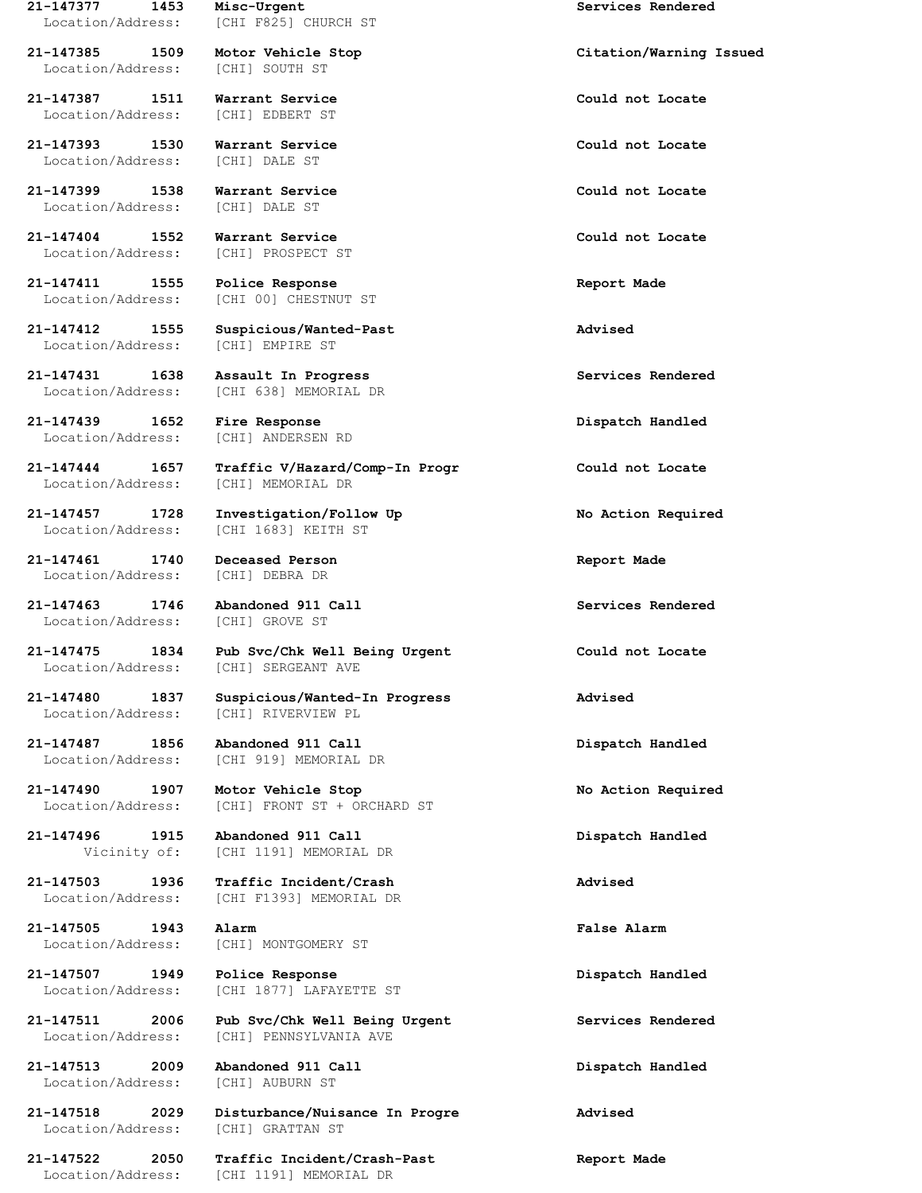**21-147377 1453 Misc-Urgent Services Rendered**
Location/Address: [CHI F825] CHURCH ST

**21-147385 1509 Motor Vehicle Stop Citation/Warning Issued**
Location/Address: [CHI] SOUTH ST

**21-147387 1511 Warrant Service Could not Locate**
Location/Address: [CHI] EDBERT ST

**21-147393 1530 Warrant Service Could not Locate**
Location/Address: [CHI] DALE ST

**21-147399 1538 Warrant Service Could not Locate**
Location/Address: [CHI] DALE ST

**21-147404 1552 Warrant Service Could not Locate**
Location/Address: [CHI] PROSPECT ST

**21-147411 1555 Police Response Report Made**
Location/Address: [CHI 00] CHESTNUT ST

**21-147412 1555 Suspicious/Wanted-Past Advised**
Location/Address: [CHI] EMPIRE ST

**21-147431 1638 Assault In Progress Services Rendered**
Location/Address: [CHI 638] MEMORIAL DR

**21-147439 1652 Fire Response Dispatch Handled**
Location/Address: [CHI] ANDERSEN RD

**21-147444 1657 Traffic V/Hazard/Comp-In Progr Could not Locate**
Location/Address: [CHI] MEMORIAL DR

**21-147457 1728 Investigation/Follow Up No Action Required**
Location/Address: [CHI 1683] KEITH ST

**21-147461 1740 Deceased Person Report Made**
Location/Address: [CHI] DEBRA DR

**21-147463 1746 Abandoned 911 Call Services Rendered**
Location/Address: [CHI] GROVE ST

**21-147475 1834 Pub Svc/Chk Well Being Urgent Could not Locate**
Location/Address: [CHI] SERGEANT AVE

**21-147480 1837 Suspicious/Wanted-In Progress Advised**
Location/Address: [CHI] RIVERVIEW PL

**21-147487 1856 Abandoned 911 Call Dispatch Handled**
Location/Address: [CHI 919] MEMORIAL DR

**21-147490 1907 Motor Vehicle Stop No Action Required**
Location/Address: [CHI] FRONT ST + ORCHARD ST

**21-147496 1915 Abandoned 911 Call Dispatch Handled**
Vicinity of: [CHI 1191] MEMORIAL DR

**21-147503 1936 Traffic Incident/Crash Advised**
Location/Address: [CHI F1393] MEMORIAL DR

**21-147505 1943 Alarm False Alarm**
Location/Address: [CHI] MONTGOMERY ST

**21-147507 1949 Police Response Dispatch Handled**
Location/Address: [CHI 1877] LAFAYETTE ST

**21-147511 2006 Pub Svc/Chk Well Being Urgent Services Rendered**
Location/Address: [CHI] PENNSYLVANIA AVE

**21-147513 2009 Abandoned 911 Call Dispatch Handled**
Location/Address: [CHI] AUBURN ST

**21-147518 2029 Disturbance/Nuisance In Progre Advised**
Location/Address: [CHI] GRATTAN ST

**21-147522 2050 Traffic Incident/Crash-Past Report Made**
Location/Address: [CHI 1191] MEMORIAL DR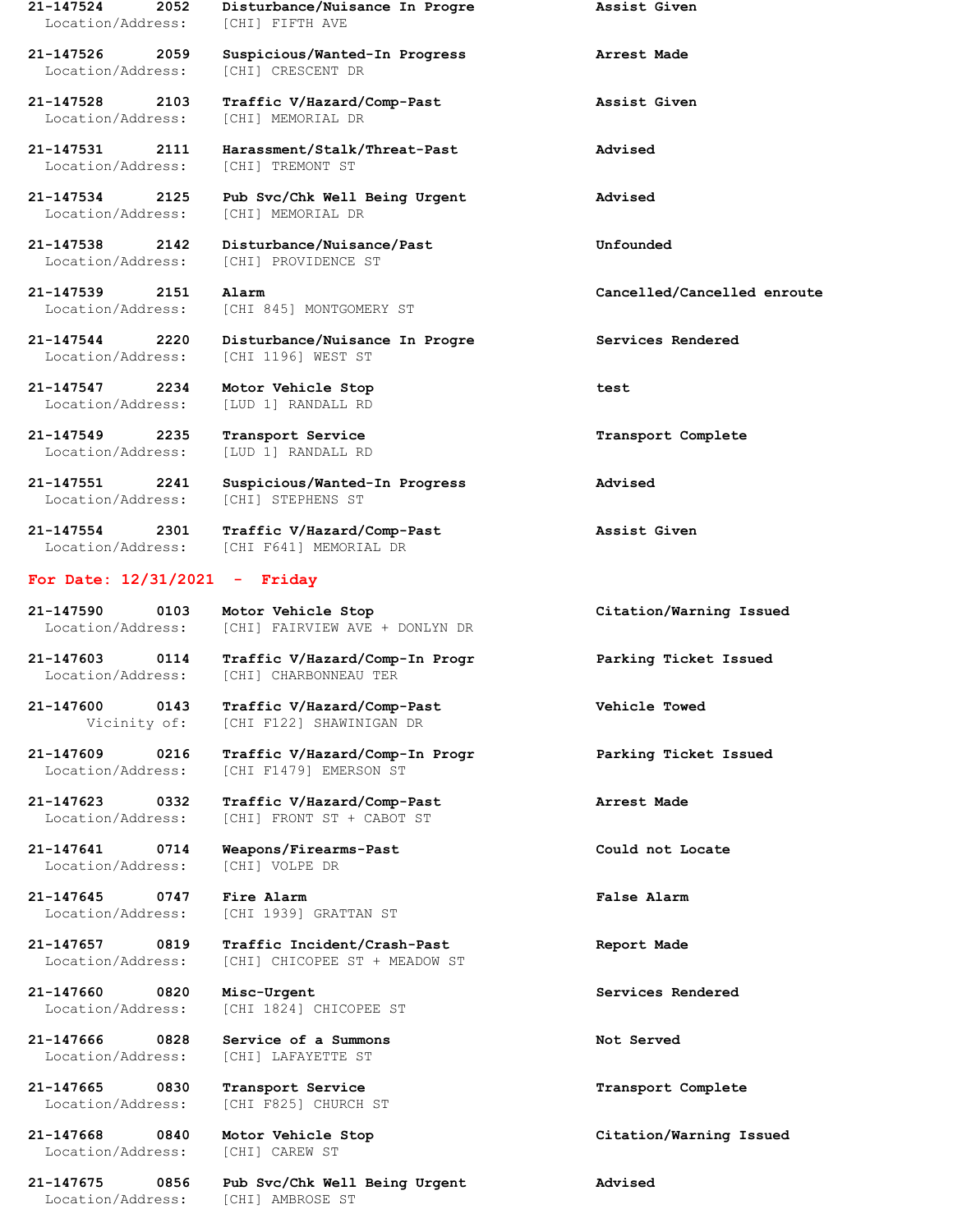**21-147524 2052 Disturbance/Nuisance In Progre Assist Given**
Location/Address: [CHI] FIFTH AVE

**21-147526 2059 Suspicious/Wanted-In Progress Arrest Made**
Location/Address: [CHI] CRESCENT DR

**21-147528 2103 Traffic V/Hazard/Comp-Past Assist Given**
Location/Address: [CHI] MEMORIAL DR

**21-147531 2111 Harassment/Stalk/Threat-Past Advised**
Location/Address: [CHI] TREMONT ST

**21-147534 2125 Pub Svc/Chk Well Being Urgent Advised**
Location/Address: [CHI] MEMORIAL DR

**21-147538 2142 Disturbance/Nuisance/Past Unfounded**
Location/Address: [CHI] PROVIDENCE ST

**21-147539 2151 Alarm Cancelled/Cancelled enroute**
Location/Address: [CHI 845] MONTGOMERY ST

**21-147544 2220 Disturbance/Nuisance In Progre Services Rendered**
Location/Address: [CHI 1196] WEST ST

**21-147547 2234 Motor Vehicle Stop test**
Location/Address: [LUD 1] RANDALL RD

**21-147549 2235 Transport Service Transport Complete**
Location/Address: [LUD 1] RANDALL RD

**21-147551 2241 Suspicious/Wanted-In Progress Advised**
Location/Address: [CHI] STEPHENS ST

**21-147554 2301 Traffic V/Hazard/Comp-Past Assist Given**
Location/Address: [CHI F641] MEMORIAL DR

## For Date: 12/31/2021 - Friday

**21-147590 0103 Motor Vehicle Stop Citation/Warning Issued**
Location/Address: [CHI] FAIRVIEW AVE + DONLYN DR

**21-147603 0114 Traffic V/Hazard/Comp-In Progr Parking Ticket Issued**
Location/Address: [CHI] CHARBONNEAU TER

**21-147600 0143 Traffic V/Hazard/Comp-Past Vehicle Towed**
Vicinity of: [CHI F122] SHAWINIGAN DR

**21-147609 0216 Traffic V/Hazard/Comp-In Progr Parking Ticket Issued**
Location/Address: [CHI F1479] EMERSON ST

**21-147623 0332 Traffic V/Hazard/Comp-Past Arrest Made**
Location/Address: [CHI] FRONT ST + CABOT ST

**21-147641 0714 Weapons/Firearms-Past Could not Locate**
Location/Address: [CHI] VOLPE DR

**21-147645 0747 Fire Alarm False Alarm**
Location/Address: [CHI 1939] GRATTAN ST

**21-147657 0819 Traffic Incident/Crash-Past Report Made**
Location/Address: [CHI] CHICOPEE ST + MEADOW ST

**21-147660 0820 Misc-Urgent Services Rendered**
Location/Address: [CHI 1824] CHICOPEE ST

**21-147666 0828 Service of a Summons Not Served**
Location/Address: [CHI] LAFAYETTE ST

**21-147665 0830 Transport Service Transport Complete**
Location/Address: [CHI F825] CHURCH ST

**21-147668 0840 Motor Vehicle Stop Citation/Warning Issued**
Location/Address: [CHI] CAREW ST

**21-147675 0856 Pub Svc/Chk Well Being Urgent Advised**
Location/Address: [CHI] AMBROSE ST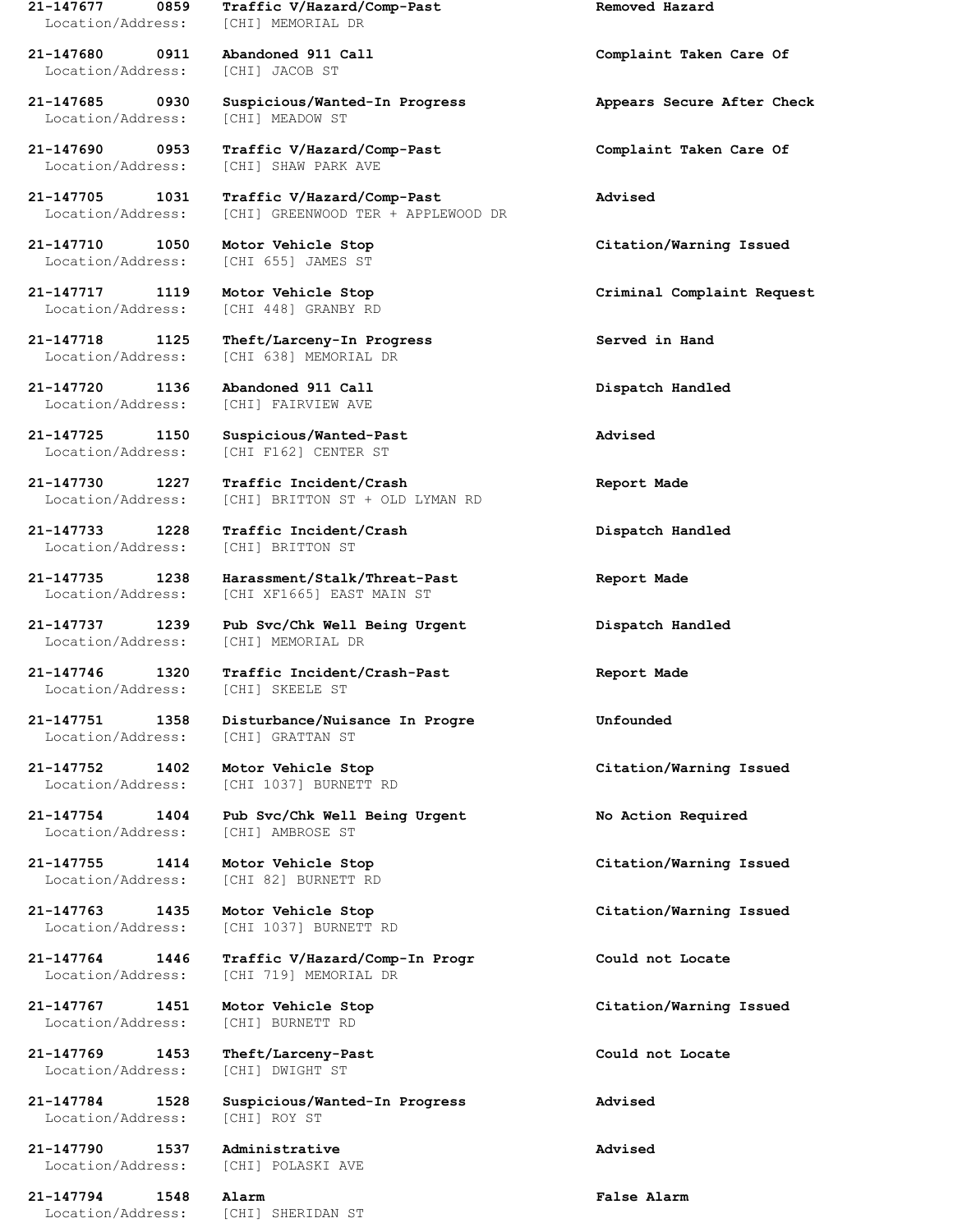**21-147677 0859 Traffic V/Hazard/Comp-Past Removed Hazard**
Location/Address: [CHI] MEMORIAL DR

**21-147680 0911 Abandoned 911 Call Complaint Taken Care Of**
Location/Address: [CHI] JACOB ST

**21-147685 0930 Suspicious/Wanted-In Progress Appears Secure After Check**
Location/Address: [CHI] MEADOW ST

**21-147690 0953 Traffic V/Hazard/Comp-Past Complaint Taken Care Of**
Location/Address: [CHI] SHAW PARK AVE

**21-147705 1031 Traffic V/Hazard/Comp-Past Advised**
Location/Address: [CHI] GREENWOOD TER + APPLEWOOD DR

**21-147710 1050 Motor Vehicle Stop Citation/Warning Issued**
Location/Address: [CHI 655] JAMES ST

**21-147717 1119 Motor Vehicle Stop Criminal Complaint Request**
Location/Address: [CHI 448] GRANBY RD

**21-147718 1125 Theft/Larceny-In Progress Served in Hand**
Location/Address: [CHI 638] MEMORIAL DR

**21-147720 1136 Abandoned 911 Call Dispatch Handled**
Location/Address: [CHI] FAIRVIEW AVE

**21-147725 1150 Suspicious/Wanted-Past Advised**
Location/Address: [CHI F162] CENTER ST

**21-147730 1227 Traffic Incident/Crash Report Made**
Location/Address: [CHI] BRITTON ST + OLD LYMAN RD

**21-147733 1228 Traffic Incident/Crash Dispatch Handled**
Location/Address: [CHI] BRITTON ST

**21-147735 1238 Harassment/Stalk/Threat-Past Report Made**
Location/Address: [CHI XF1665] EAST MAIN ST

**21-147737 1239 Pub Svc/Chk Well Being Urgent Dispatch Handled**
Location/Address: [CHI] MEMORIAL DR

**21-147746 1320 Traffic Incident/Crash-Past Report Made**
Location/Address: [CHI] SKEELE ST

**21-147751 1358 Disturbance/Nuisance In Progre Unfounded**
Location/Address: [CHI] GRATTAN ST

**21-147752 1402 Motor Vehicle Stop Citation/Warning Issued**
Location/Address: [CHI 1037] BURNETT RD

**21-147754 1404 Pub Svc/Chk Well Being Urgent No Action Required**
Location/Address: [CHI] AMBROSE ST

**21-147755 1414 Motor Vehicle Stop Citation/Warning Issued**
Location/Address: [CHI 82] BURNETT RD

**21-147763 1435 Motor Vehicle Stop Citation/Warning Issued**
Location/Address: [CHI 1037] BURNETT RD

**21-147764 1446 Traffic V/Hazard/Comp-In Progr Could not Locate**
Location/Address: [CHI 719] MEMORIAL DR

**21-147767 1451 Motor Vehicle Stop Citation/Warning Issued**
Location/Address: [CHI] BURNETT RD

**21-147769 1453 Theft/Larceny-Past Could not Locate**
Location/Address: [CHI] DWIGHT ST

**21-147784 1528 Suspicious/Wanted-In Progress Advised**
Location/Address: [CHI] ROY ST

**21-147790 1537 Administrative Advised**
Location/Address: [CHI] POLASKI AVE

**21-147794 1548 Alarm False Alarm**
Location/Address: [CHI] SHERIDAN ST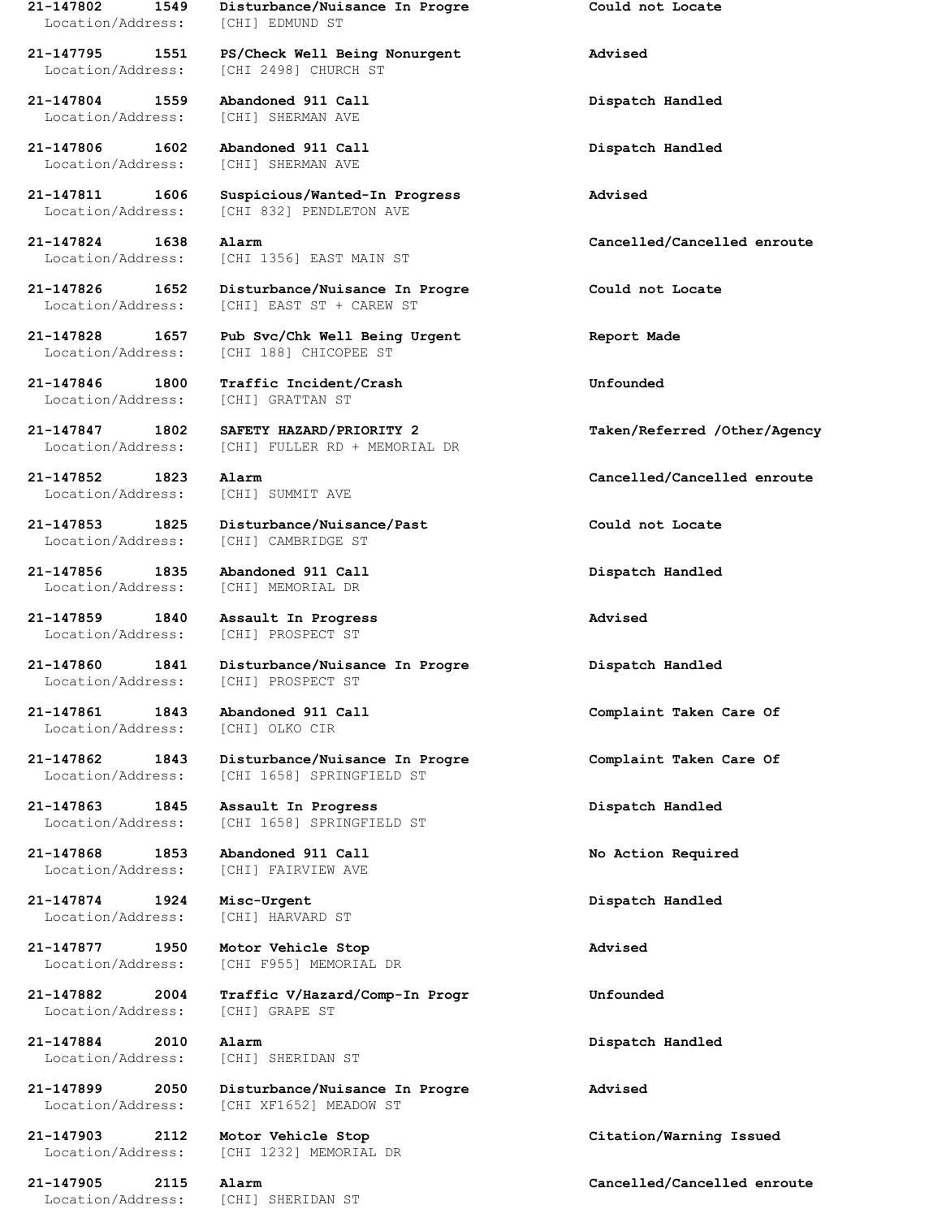**21-147802 1549 Disturbance/Nuisance In Progre Could not Locate**
Location/Address: [CHI] EDMUND ST

**21-147795 1551 PS/Check Well Being Nonurgent Advised**
Location/Address: [CHI 2498] CHURCH ST

**21-147804 1559 Abandoned 911 Call Dispatch Handled**
Location/Address: [CHI] SHERMAN AVE

**21-147806 1602 Abandoned 911 Call Dispatch Handled**
Location/Address: [CHI] SHERMAN AVE

**21-147811 1606 Suspicious/Wanted-In Progress Advised**
Location/Address: [CHI 832] PENDLETON AVE

**21-147824 1638 Alarm Cancelled/Cancelled enroute**
Location/Address: [CHI 1356] EAST MAIN ST

**21-147826 1652 Disturbance/Nuisance In Progre Could not Locate**
Location/Address: [CHI] EAST ST + CAREW ST

**21-147828 1657 Pub Svc/Chk Well Being Urgent Report Made**
Location/Address: [CHI 188] CHICOPEE ST

**21-147846 1800 Traffic Incident/Crash Unfounded**
Location/Address: [CHI] GRATTAN ST

**21-147847 1802 SAFETY HAZARD/PRIORITY 2 Taken/Referred /Other/Agency**
Location/Address: [CHI] FULLER RD + MEMORIAL DR

**21-147852 1823 Alarm Cancelled/Cancelled enroute**
Location/Address: [CHI] SUMMIT AVE

**21-147853 1825 Disturbance/Nuisance/Past Could not Locate**
Location/Address: [CHI] CAMBRIDGE ST

**21-147856 1835 Abandoned 911 Call Dispatch Handled**
Location/Address: [CHI] MEMORIAL DR

**21-147859 1840 Assault In Progress Advised**
Location/Address: [CHI] PROSPECT ST

**21-147860 1841 Disturbance/Nuisance In Progre Dispatch Handled**
Location/Address: [CHI] PROSPECT ST

**21-147861 1843 Abandoned 911 Call Complaint Taken Care Of**
Location/Address: [CHI] OLKO CIR

**21-147862 1843 Disturbance/Nuisance In Progre Complaint Taken Care Of**
Location/Address: [CHI 1658] SPRINGFIELD ST

**21-147863 1845 Assault In Progress Dispatch Handled**
Location/Address: [CHI 1658] SPRINGFIELD ST

**21-147868 1853 Abandoned 911 Call No Action Required**
Location/Address: [CHI] FAIRVIEW AVE

**21-147874 1924 Misc-Urgent Dispatch Handled**
Location/Address: [CHI] HARVARD ST

**21-147877 1950 Motor Vehicle Stop Advised**
Location/Address: [CHI F955] MEMORIAL DR

**21-147882 2004 Traffic V/Hazard/Comp-In Progr Unfounded**
Location/Address: [CHI] GRAPE ST

**21-147884 2010 Alarm Dispatch Handled**
Location/Address: [CHI] SHERIDAN ST

**21-147899 2050 Disturbance/Nuisance In Progre Advised**
Location/Address: [CHI XF1652] MEADOW ST

**21-147903 2112 Motor Vehicle Stop Citation/Warning Issued**
Location/Address: [CHI 1232] MEMORIAL DR

**21-147905 2115 Alarm Cancelled/Cancelled enroute**
Location/Address: [CHI] SHERIDAN ST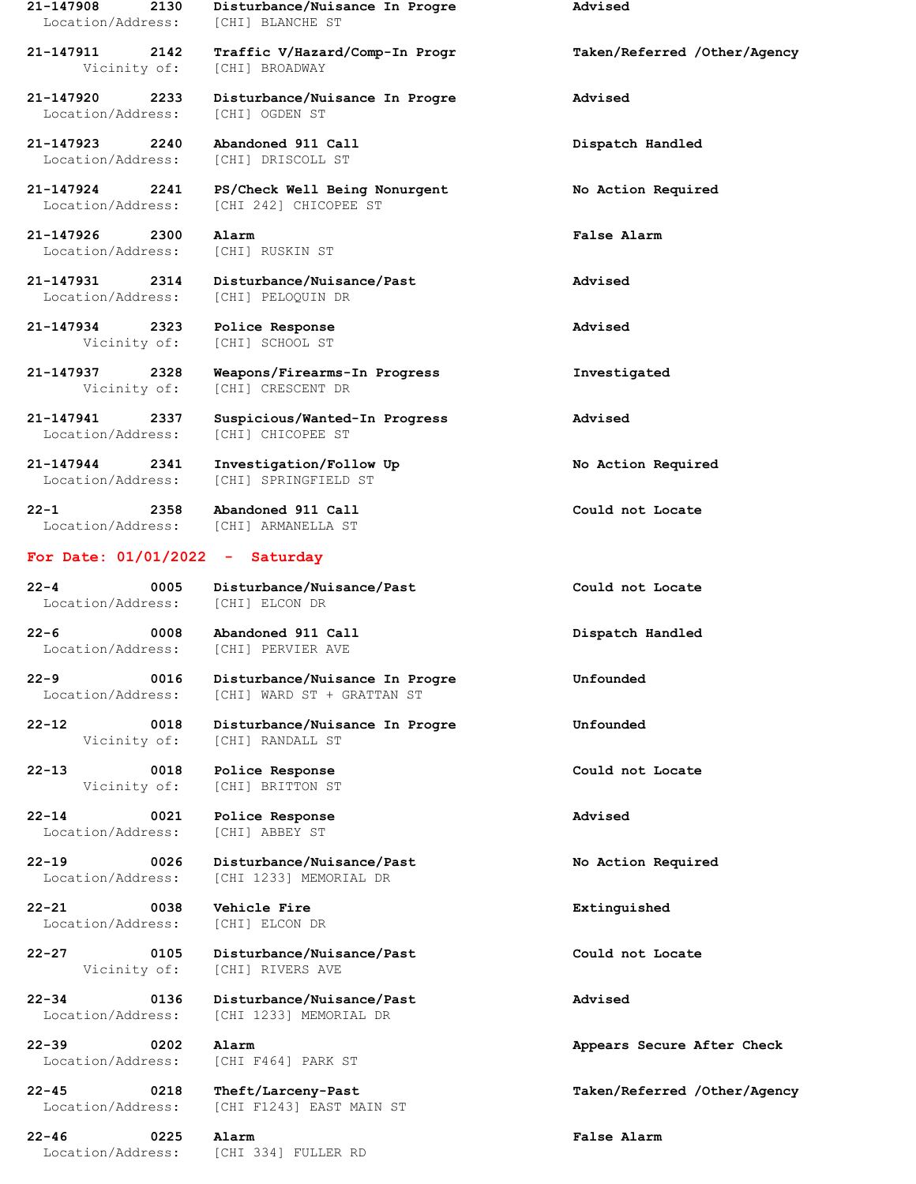**21-147908 2130 Disturbance/Nuisance In Progre Advised**
Location/Address: [CHI] BLANCHE ST

**21-147911 2142 Traffic V/Hazard/Comp-In Progr Taken/Referred /Other/Agency**
Vicinity of: [CHI] BROADWAY

**21-147920 2233 Disturbance/Nuisance In Progre Advised**
Location/Address: [CHI] OGDEN ST

**21-147923 2240 Abandoned 911 Call Dispatch Handled**
Location/Address: [CHI] DRISCOLL ST

**21-147924 2241 PS/Check Well Being Nonurgent No Action Required**
Location/Address: [CHI 242] CHICOPEE ST

**21-147926 2300 Alarm False Alarm**
Location/Address: [CHI] RUSKIN ST

**21-147931 2314 Disturbance/Nuisance/Past Advised**
Location/Address: [CHI] PELOQUIN DR

**21-147934 2323 Police Response Advised**
Vicinity of: [CHI] SCHOOL ST

**21-147937 2328 Weapons/Firearms-In Progress Investigated**
Vicinity of: [CHI] CRESCENT DR

**21-147941 2337 Suspicious/Wanted-In Progress Advised**
Location/Address: [CHI] CHICOPEE ST

**21-147944 2341 Investigation/Follow Up No Action Required**
Location/Address: [CHI] SPRINGFIELD ST

**22-1 2358 Abandoned 911 Call Could not Locate**
Location/Address: [CHI] ARMANELLA ST

## For Date: 01/01/2022 - Saturday

**22-4 0005 Disturbance/Nuisance/Past Could not Locate**
Location/Address: [CHI] ELCON DR

**22-6 0008 Abandoned 911 Call Dispatch Handled**
Location/Address: [CHI] PERVIER AVE

**22-9 0016 Disturbance/Nuisance In Progre Unfounded**
Location/Address: [CHI] WARD ST + GRATTAN ST

**22-12 0018 Disturbance/Nuisance In Progre Unfounded**
Vicinity of: [CHI] RANDALL ST

**22-13 0018 Police Response Could not Locate**
Vicinity of: [CHI] BRITTON ST

**22-14 0021 Police Response Advised**
Location/Address: [CHI] ABBEY ST

**22-19 0026 Disturbance/Nuisance/Past No Action Required**
Location/Address: [CHI 1233] MEMORIAL DR

**22-21 0038 Vehicle Fire Extinguished**
Location/Address: [CHI] ELCON DR

**22-27 0105 Disturbance/Nuisance/Past Could not Locate**
Vicinity of: [CHI] RIVERS AVE

**22-34 0136 Disturbance/Nuisance/Past Advised**
Location/Address: [CHI 1233] MEMORIAL DR

**22-39 0202 Alarm Appears Secure After Check**
Location/Address: [CHI F464] PARK ST

**22-45 0218 Theft/Larceny-Past Taken/Referred /Other/Agency**
Location/Address: [CHI F1243] EAST MAIN ST

**22-46 0225 Alarm False Alarm**
Location/Address: [CHI 334] FULLER RD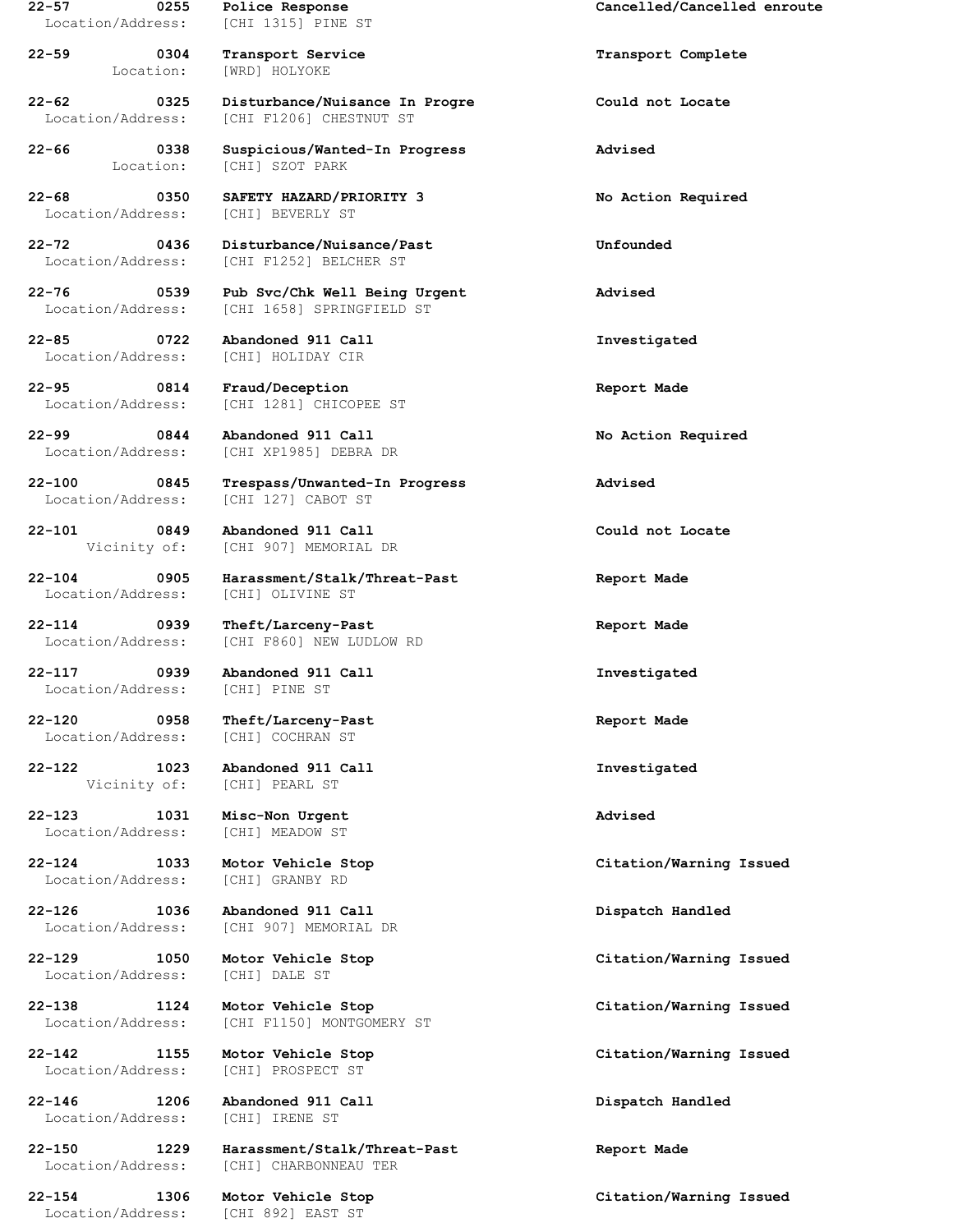| Call Number | Time | Call Reason | Action |
|---|---|---|---|
| **22-57** | **0255** | **Police Response** | **Cancelled/Cancelled enroute** |
| Location/Address: | | [CHI 1315] PINE ST | |
| **22-59** | **0304** | **Transport Service** | **Transport Complete** |
| Location: | | [WRD] HOLYOKE | |
| **22-62** | **0325** | **Disturbance/Nuisance In Progre** | **Could not Locate** |
| Location/Address: | | [CHI F1206] CHESTNUT ST | |
| **22-66** | **0338** | **Suspicious/Wanted-In Progress** | **Advised** |
| Location: | | [CHI] SZOT PARK | |
| **22-68** | **0350** | **SAFETY HAZARD/PRIORITY 3** | **No Action Required** |
| Location/Address: | | [CHI] BEVERLY ST | |
| **22-72** | **0436** | **Disturbance/Nuisance/Past** | **Unfounded** |
| Location/Address: | | [CHI F1252] BELCHER ST | |
| **22-76** | **0539** | **Pub Svc/Chk Well Being Urgent** | **Advised** |
| Location/Address: | | [CHI 1658] SPRINGFIELD ST | |
| **22-85** | **0722** | **Abandoned 911 Call** | **Investigated** |
| Location/Address: | | [CHI] HOLIDAY CIR | |
| **22-95** | **0814** | **Fraud/Deception** | **Report Made** |
| Location/Address: | | [CHI 1281] CHICOPEE ST | |
| **22-99** | **0844** | **Abandoned 911 Call** | **No Action Required** |
| Location/Address: | | [CHI XP1985] DEBRA DR | |
| **22-100** | **0845** | **Trespass/Unwanted-In Progress** | **Advised** |
| Location/Address: | | [CHI 127] CABOT ST | |
| **22-101** | **0849** | **Abandoned 911 Call** | **Could not Locate** |
| Vicinity of: | | [CHI 907] MEMORIAL DR | |
| **22-104** | **0905** | **Harassment/Stalk/Threat-Past** | **Report Made** |
| Location/Address: | | [CHI] OLIVINE ST | |
| **22-114** | **0939** | **Theft/Larceny-Past** | **Report Made** |
| Location/Address: | | [CHI F860] NEW LUDLOW RD | |
| **22-117** | **0939** | **Abandoned 911 Call** | **Investigated** |
| Location/Address: | | [CHI] PINE ST | |
| **22-120** | **0958** | **Theft/Larceny-Past** | **Report Made** |
| Location/Address: | | [CHI] COCHRAN ST | |
| **22-122** | **1023** | **Abandoned 911 Call** | **Investigated** |
| Vicinity of: | | [CHI] PEARL ST | |
| **22-123** | **1031** | **Misc-Non Urgent** | **Advised** |
| Location/Address: | | [CHI] MEADOW ST | |
| **22-124** | **1033** | **Motor Vehicle Stop** | **Citation/Warning Issued** |
| Location/Address: | | [CHI] GRANBY RD | |
| **22-126** | **1036** | **Abandoned 911 Call** | **Dispatch Handled** |
| Location/Address: | | [CHI 907] MEMORIAL DR | |
| **22-129** | **1050** | **Motor Vehicle Stop** | **Citation/Warning Issued** |
| Location/Address: | | [CHI] DALE ST | |
| **22-138** | **1124** | **Motor Vehicle Stop** | **Citation/Warning Issued** |
| Location/Address: | | [CHI F1150] MONTGOMERY ST | |
| **22-142** | **1155** | **Motor Vehicle Stop** | **Citation/Warning Issued** |
| Location/Address: | | [CHI] PROSPECT ST | |
| **22-146** | **1206** | **Abandoned 911 Call** | **Dispatch Handled** |
| Location/Address: | | [CHI] IRENE ST | |
| **22-150** | **1229** | **Harassment/Stalk/Threat-Past** | **Report Made** |
| Location/Address: | | [CHI] CHARBONNEAU TER | |
| **22-154** | **1306** | **Motor Vehicle Stop** | **Citation/Warning Issued** |
| Location/Address: | | [CHI 892] EAST ST | |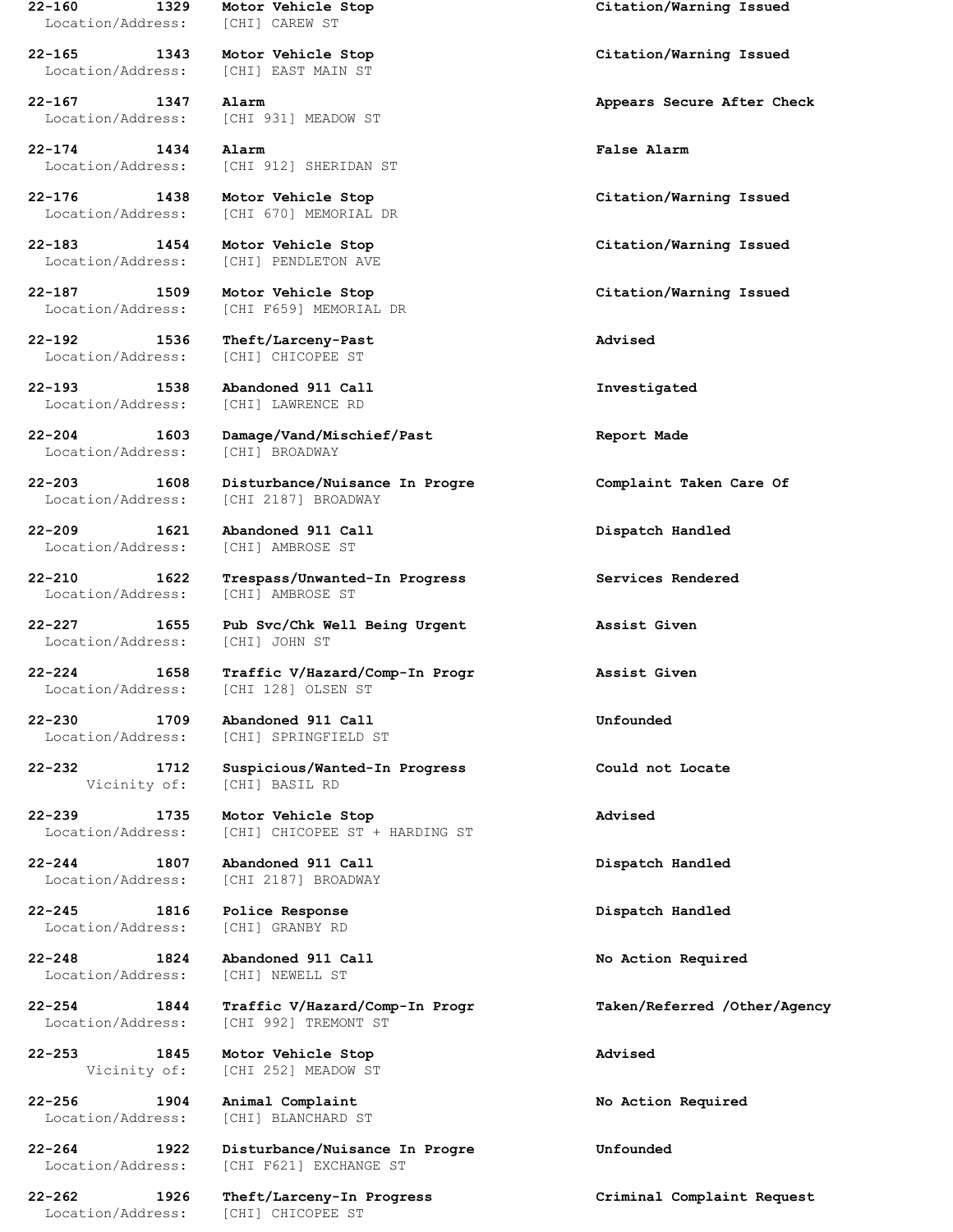**22-160 1329 Motor Vehicle Stop** **Citation/Warning Issued**
Location/Address: [CHI] CAREW ST

**22-165 1343 Motor Vehicle Stop** **Citation/Warning Issued**
Location/Address: [CHI] EAST MAIN ST

**22-167 1347 Alarm** **Appears Secure After Check**
Location/Address: [CHI 931] MEADOW ST

**22-174 1434 Alarm** **False Alarm**
Location/Address: [CHI 912] SHERIDAN ST

**22-176 1438 Motor Vehicle Stop** **Citation/Warning Issued**
Location/Address: [CHI 670] MEMORIAL DR

**22-183 1454 Motor Vehicle Stop** **Citation/Warning Issued**
Location/Address: [CHI] PENDLETON AVE

**22-187 1509 Motor Vehicle Stop** **Citation/Warning Issued**
Location/Address: [CHI F659] MEMORIAL DR

**22-192 1536 Theft/Larceny-Past** **Advised**
Location/Address: [CHI] CHICOPEE ST

**22-193 1538 Abandoned 911 Call** **Investigated**
Location/Address: [CHI] LAWRENCE RD

**22-204 1603 Damage/Vand/Mischief/Past** **Report Made**
Location/Address: [CHI] BROADWAY

**22-203 1608 Disturbance/Nuisance In Progre** **Complaint Taken Care Of**
Location/Address: [CHI 2187] BROADWAY

**22-209 1621 Abandoned 911 Call** **Dispatch Handled**
Location/Address: [CHI] AMBROSE ST

**22-210 1622 Trespass/Unwanted-In Progress** **Services Rendered**
Location/Address: [CHI] AMBROSE ST

**22-227 1655 Pub Svc/Chk Well Being Urgent** **Assist Given**
Location/Address: [CHI] JOHN ST

**22-224 1658 Traffic V/Hazard/Comp-In Progr** **Assist Given**
Location/Address: [CHI 128] OLSEN ST

**22-230 1709 Abandoned 911 Call** **Unfounded**
Location/Address: [CHI] SPRINGFIELD ST

**22-232 1712 Suspicious/Wanted-In Progress** **Could not Locate**
Vicinity of: [CHI] BASIL RD

**22-239 1735 Motor Vehicle Stop** **Advised**
Location/Address: [CHI] CHICOPEE ST + HARDING ST

**22-244 1807 Abandoned 911 Call** **Dispatch Handled**
Location/Address: [CHI 2187] BROADWAY

**22-245 1816 Police Response** **Dispatch Handled**
Location/Address: [CHI] GRANBY RD

**22-248 1824 Abandoned 911 Call** **No Action Required**
Location/Address: [CHI] NEWELL ST

**22-254 1844 Traffic V/Hazard/Comp-In Progr** **Taken/Referred /Other/Agency**
Location/Address: [CHI 992] TREMONT ST

**22-253 1845 Motor Vehicle Stop** **Advised**
Vicinity of: [CHI 252] MEADOW ST

**22-256 1904 Animal Complaint** **No Action Required**
Location/Address: [CHI] BLANCHARD ST

**22-264 1922 Disturbance/Nuisance In Progre** **Unfounded**
Location/Address: [CHI F621] EXCHANGE ST

**22-262 1926 Theft/Larceny-In Progress** **Criminal Complaint Request**
Location/Address: [CHI] CHICOPEE ST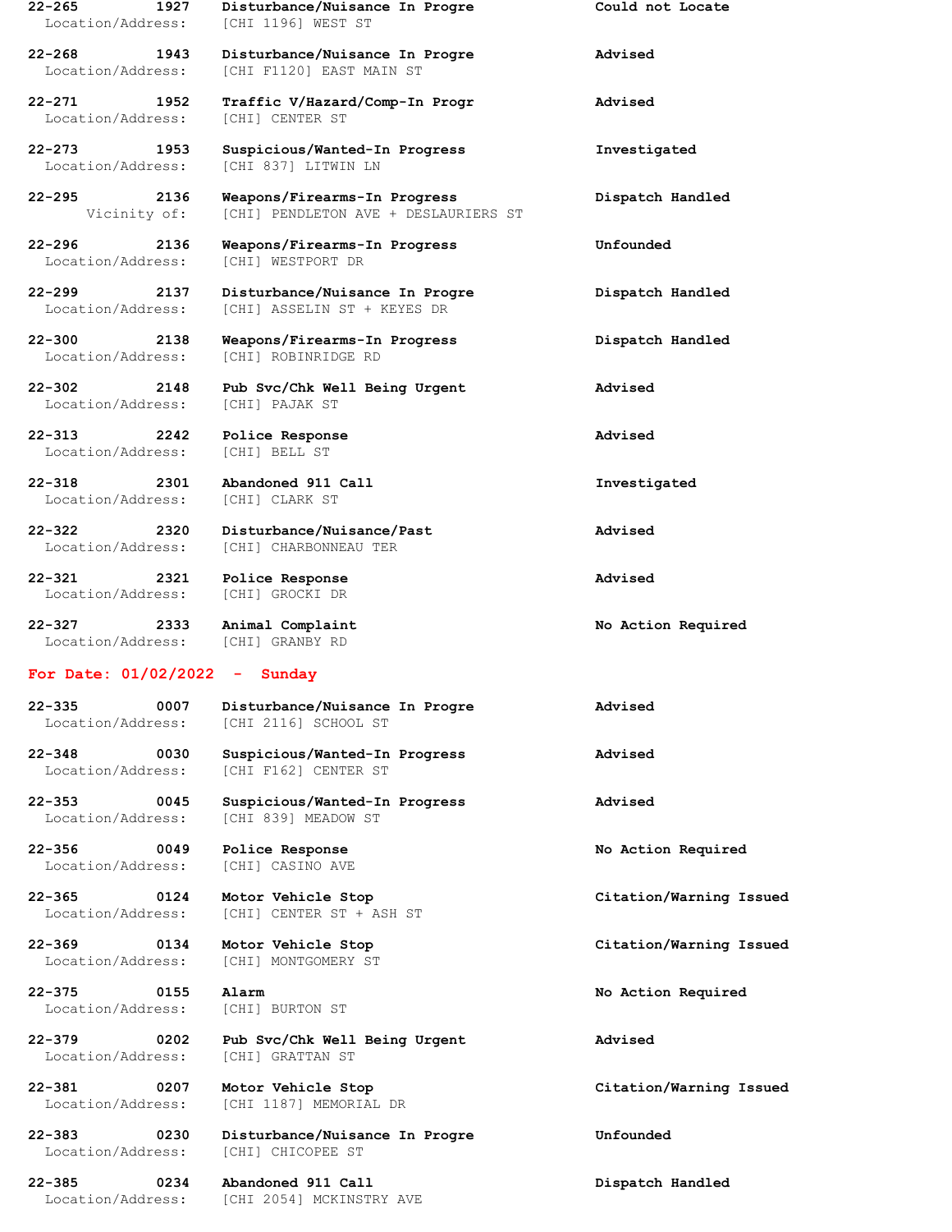**22-265** **1927** **Disturbance/Nuisance In Progre** **Could not Locate**
Location/Address: [CHI 1196] WEST ST

**22-268** **1943** **Disturbance/Nuisance In Progre** **Advised**
Location/Address: [CHI F1120] EAST MAIN ST

**22-271** **1952** **Traffic V/Hazard/Comp-In Progr** **Advised**
Location/Address: [CHI] CENTER ST

**22-273** **1953** **Suspicious/Wanted-In Progress** **Investigated**
Location/Address: [CHI 837] LITWIN LN

**22-295** **2136** **Weapons/Firearms-In Progress** **Dispatch Handled**
Vicinity of: [CHI] PENDLETON AVE + DESLAURIERS ST

**22-296** **2136** **Weapons/Firearms-In Progress** **Unfounded**
Location/Address: [CHI] WESTPORT DR

**22-299** **2137** **Disturbance/Nuisance In Progre** **Dispatch Handled**
Location/Address: [CHI] ASSELIN ST + KEYES DR

**22-300** **2138** **Weapons/Firearms-In Progress** **Dispatch Handled**
Location/Address: [CHI] ROBINRIDGE RD

**22-302** **2148** **Pub Svc/Chk Well Being Urgent** **Advised**
Location/Address: [CHI] PAJAK ST

**22-313** **2242** **Police Response** **Advised**
Location/Address: [CHI] BELL ST

**22-318** **2301** **Abandoned 911 Call** **Investigated**
Location/Address: [CHI] CLARK ST

**22-322** **2320** **Disturbance/Nuisance/Past** **Advised**
Location/Address: [CHI] CHARBONNEAU TER

**22-321** **2321** **Police Response** **Advised**
Location/Address: [CHI] GROCKI DR

**22-327** **2333** **Animal Complaint** **No Action Required**
Location/Address: [CHI] GRANBY RD

**For Date: 01/02/2022 - Sunday**

**22-335** **0007** **Disturbance/Nuisance In Progre** **Advised**
Location/Address: [CHI 2116] SCHOOL ST

**22-348** **0030** **Suspicious/Wanted-In Progress** **Advised**
Location/Address: [CHI F162] CENTER ST

**22-353** **0045** **Suspicious/Wanted-In Progress** **Advised**
Location/Address: [CHI 839] MEADOW ST

**22-356** **0049** **Police Response** **No Action Required**
Location/Address: [CHI] CASINO AVE

**22-365** **0124** **Motor Vehicle Stop** **Citation/Warning Issued**
Location/Address: [CHI] CENTER ST + ASH ST

**22-369** **0134** **Motor Vehicle Stop** **Citation/Warning Issued**
Location/Address: [CHI] MONTGOMERY ST

**22-375** **0155** **Alarm** **No Action Required**
Location/Address: [CHI] BURTON ST

**22-379** **0202** **Pub Svc/Chk Well Being Urgent** **Advised**
Location/Address: [CHI] GRATTAN ST

**22-381** **0207** **Motor Vehicle Stop** **Citation/Warning Issued**
Location/Address: [CHI 1187] MEMORIAL DR

**22-383** **0230** **Disturbance/Nuisance In Progre** **Unfounded**
Location/Address: [CHI] CHICOPEE ST

**22-385** **0234** **Abandoned 911 Call** **Dispatch Handled**
Location/Address: [CHI 2054] MCKINSTRY AVE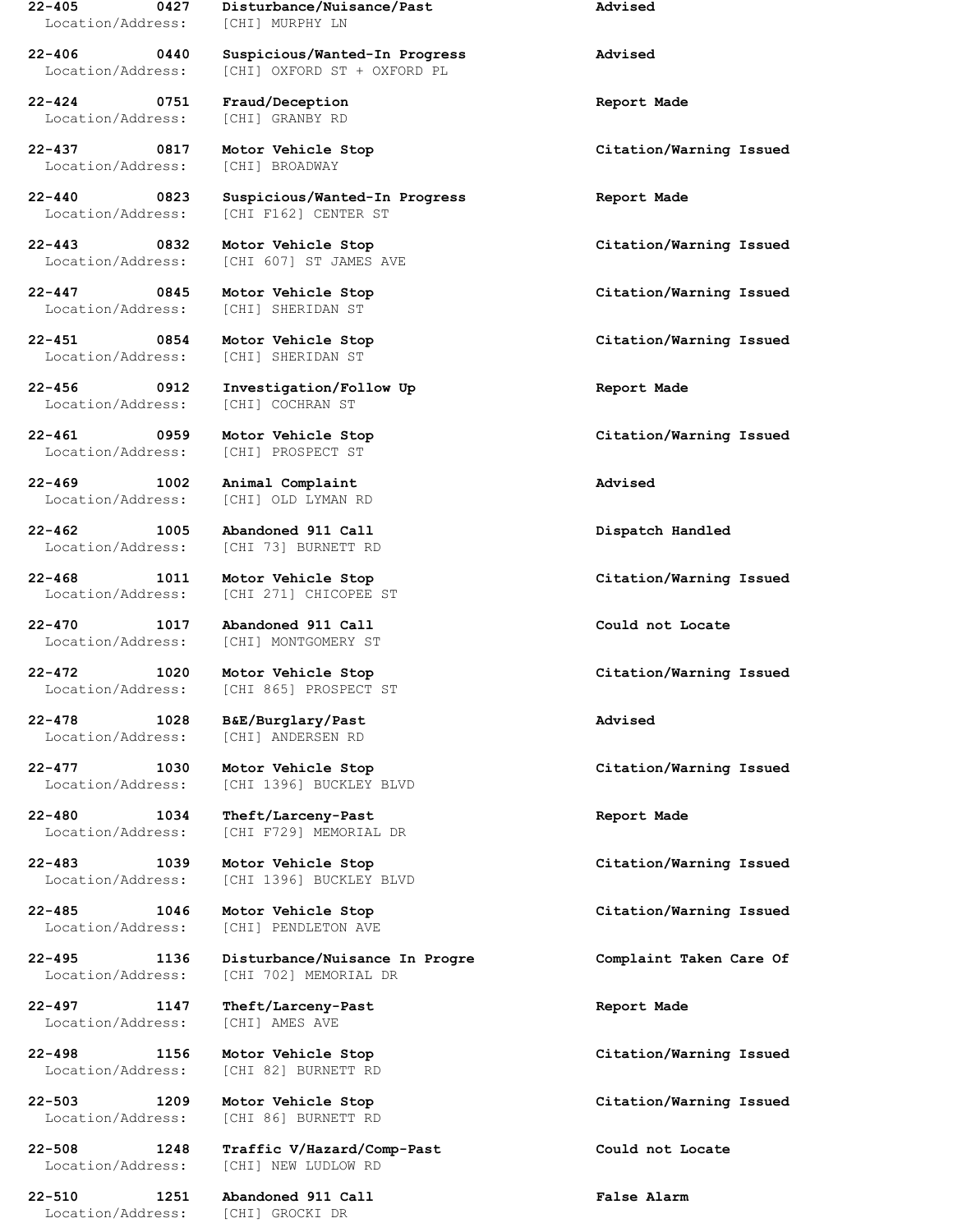**22-405 0427 Disturbance/Nuisance/Past Advised**
Location/Address: [CHI] MURPHY LN

**22-406 0440 Suspicious/Wanted-In Progress Advised**
Location/Address: [CHI] OXFORD ST + OXFORD PL

**22-424 0751 Fraud/Deception Report Made**
Location/Address: [CHI] GRANBY RD

**22-437 0817 Motor Vehicle Stop Citation/Warning Issued**
Location/Address: [CHI] BROADWAY

**22-440 0823 Suspicious/Wanted-In Progress Report Made**
Location/Address: [CHI F162] CENTER ST

**22-443 0832 Motor Vehicle Stop Citation/Warning Issued**
Location/Address: [CHI 607] ST JAMES AVE

**22-447 0845 Motor Vehicle Stop Citation/Warning Issued**
Location/Address: [CHI] SHERIDAN ST

**22-451 0854 Motor Vehicle Stop Citation/Warning Issued**
Location/Address: [CHI] SHERIDAN ST

**22-456 0912 Investigation/Follow Up Report Made**
Location/Address: [CHI] COCHRAN ST

**22-461 0959 Motor Vehicle Stop Citation/Warning Issued**
Location/Address: [CHI] PROSPECT ST

**22-469 1002 Animal Complaint Advised**
Location/Address: [CHI] OLD LYMAN RD

**22-462 1005 Abandoned 911 Call Dispatch Handled**
Location/Address: [CHI 73] BURNETT RD

**22-468 1011 Motor Vehicle Stop Citation/Warning Issued**
Location/Address: [CHI 271] CHICOPEE ST

**22-470 1017 Abandoned 911 Call Could not Locate**
Location/Address: [CHI] MONTGOMERY ST

**22-472 1020 Motor Vehicle Stop Citation/Warning Issued**
Location/Address: [CHI 865] PROSPECT ST

**22-478 1028 B&E/Burglary/Past Advised**
Location/Address: [CHI] ANDERSEN RD

**22-477 1030 Motor Vehicle Stop Citation/Warning Issued**
Location/Address: [CHI 1396] BUCKLEY BLVD

**22-480 1034 Theft/Larceny-Past Report Made**
Location/Address: [CHI F729] MEMORIAL DR

**22-483 1039 Motor Vehicle Stop Citation/Warning Issued**
Location/Address: [CHI 1396] BUCKLEY BLVD

**22-485 1046 Motor Vehicle Stop Citation/Warning Issued**
Location/Address: [CHI] PENDLETON AVE

**22-495 1136 Disturbance/Nuisance In Progre Complaint Taken Care Of**
Location/Address: [CHI 702] MEMORIAL DR

**22-497 1147 Theft/Larceny-Past Report Made**
Location/Address: [CHI] AMES AVE

**22-498 1156 Motor Vehicle Stop Citation/Warning Issued**
Location/Address: [CHI 82] BURNETT RD

**22-503 1209 Motor Vehicle Stop Citation/Warning Issued**
Location/Address: [CHI 86] BURNETT RD

**22-508 1248 Traffic V/Hazard/Comp-Past Could not Locate**
Location/Address: [CHI] NEW LUDLOW RD

**22-510 1251 Abandoned 911 Call False Alarm**
Location/Address: [CHI] GROCKI DR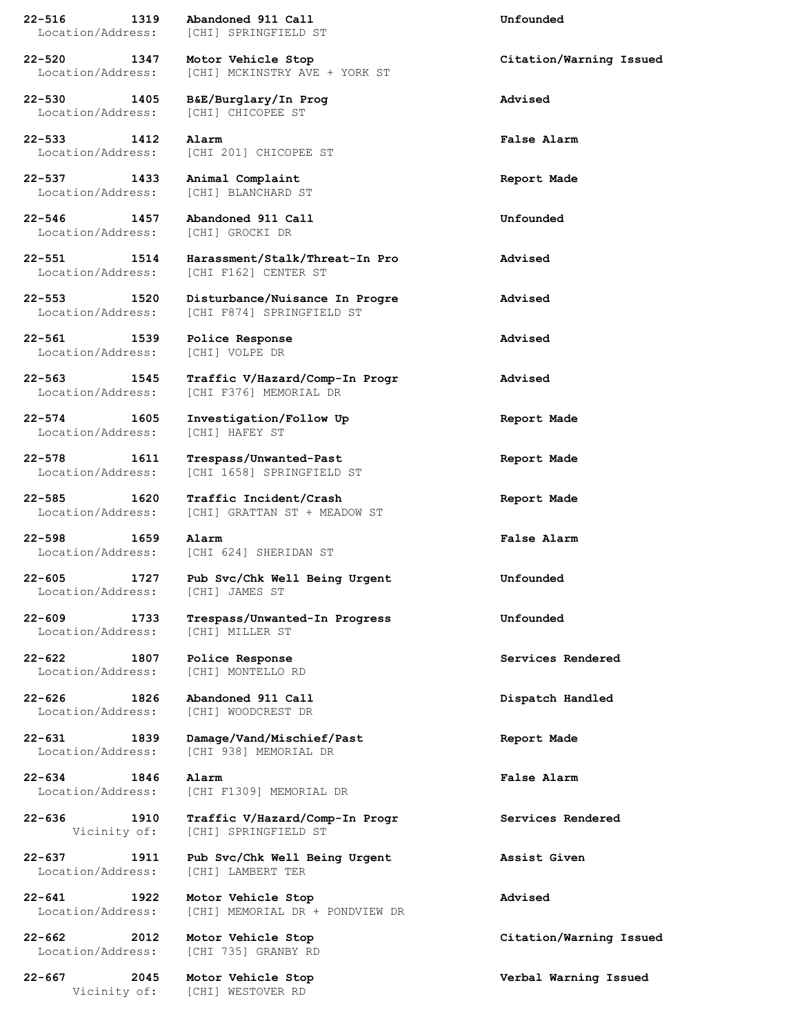**22-516 1319 Abandoned 911 Call** **Unfounded**
Location/Address: [CHI] SPRINGFIELD ST

**22-520 1347 Motor Vehicle Stop** **Citation/Warning Issued**
Location/Address: [CHI] MCKINSTRY AVE + YORK ST

**22-530 1405 B&E/Burglary/In Prog** **Advised**
Location/Address: [CHI] CHICOPEE ST

**22-533 1412 Alarm** **False Alarm**
Location/Address: [CHI 201] CHICOPEE ST

**22-537 1433 Animal Complaint** **Report Made**
Location/Address: [CHI] BLANCHARD ST

**22-546 1457 Abandoned 911 Call** **Unfounded**
Location/Address: [CHI] GROCKI DR

**22-551 1514 Harassment/Stalk/Threat-In Pro** **Advised**
Location/Address: [CHI F162] CENTER ST

**22-553 1520 Disturbance/Nuisance In Progre** **Advised**
Location/Address: [CHI F874] SPRINGFIELD ST

**22-561 1539 Police Response** **Advised**
Location/Address: [CHI] VOLPE DR

**22-563 1545 Traffic V/Hazard/Comp-In Progr** **Advised**
Location/Address: [CHI F376] MEMORIAL DR

**22-574 1605 Investigation/Follow Up** **Report Made**
Location/Address: [CHI] HAFEY ST

**22-578 1611 Trespass/Unwanted-Past** **Report Made**
Location/Address: [CHI 1658] SPRINGFIELD ST

**22-585 1620 Traffic Incident/Crash** **Report Made**
Location/Address: [CHI] GRATTAN ST + MEADOW ST

**22-598 1659 Alarm** **False Alarm**
Location/Address: [CHI 624] SHERIDAN ST

**22-605 1727 Pub Svc/Chk Well Being Urgent** **Unfounded**
Location/Address: [CHI] JAMES ST

**22-609 1733 Trespass/Unwanted-In Progress** **Unfounded**
Location/Address: [CHI] MILLER ST

**22-622 1807 Police Response** **Services Rendered**
Location/Address: [CHI] MONTELLO RD

**22-626 1826 Abandoned 911 Call** **Dispatch Handled**
Location/Address: [CHI] WOODCREST DR

**22-631 1839 Damage/Vand/Mischief/Past** **Report Made**
Location/Address: [CHI 938] MEMORIAL DR

**22-634 1846 Alarm** **False Alarm**
Location/Address: [CHI F1309] MEMORIAL DR

**22-636 1910 Traffic V/Hazard/Comp-In Progr** **Services Rendered**
Vicinity of: [CHI] SPRINGFIELD ST

**22-637 1911 Pub Svc/Chk Well Being Urgent** **Assist Given**
Location/Address: [CHI] LAMBERT TER

**22-641 1922 Motor Vehicle Stop** **Advised**
Location/Address: [CHI] MEMORIAL DR + PONDVIEW DR

**22-662 2012 Motor Vehicle Stop** **Citation/Warning Issued**
Location/Address: [CHI 735] GRANBY RD

**22-667 2045 Motor Vehicle Stop** **Verbal Warning Issued**
Vicinity of: [CHI] WESTOVER RD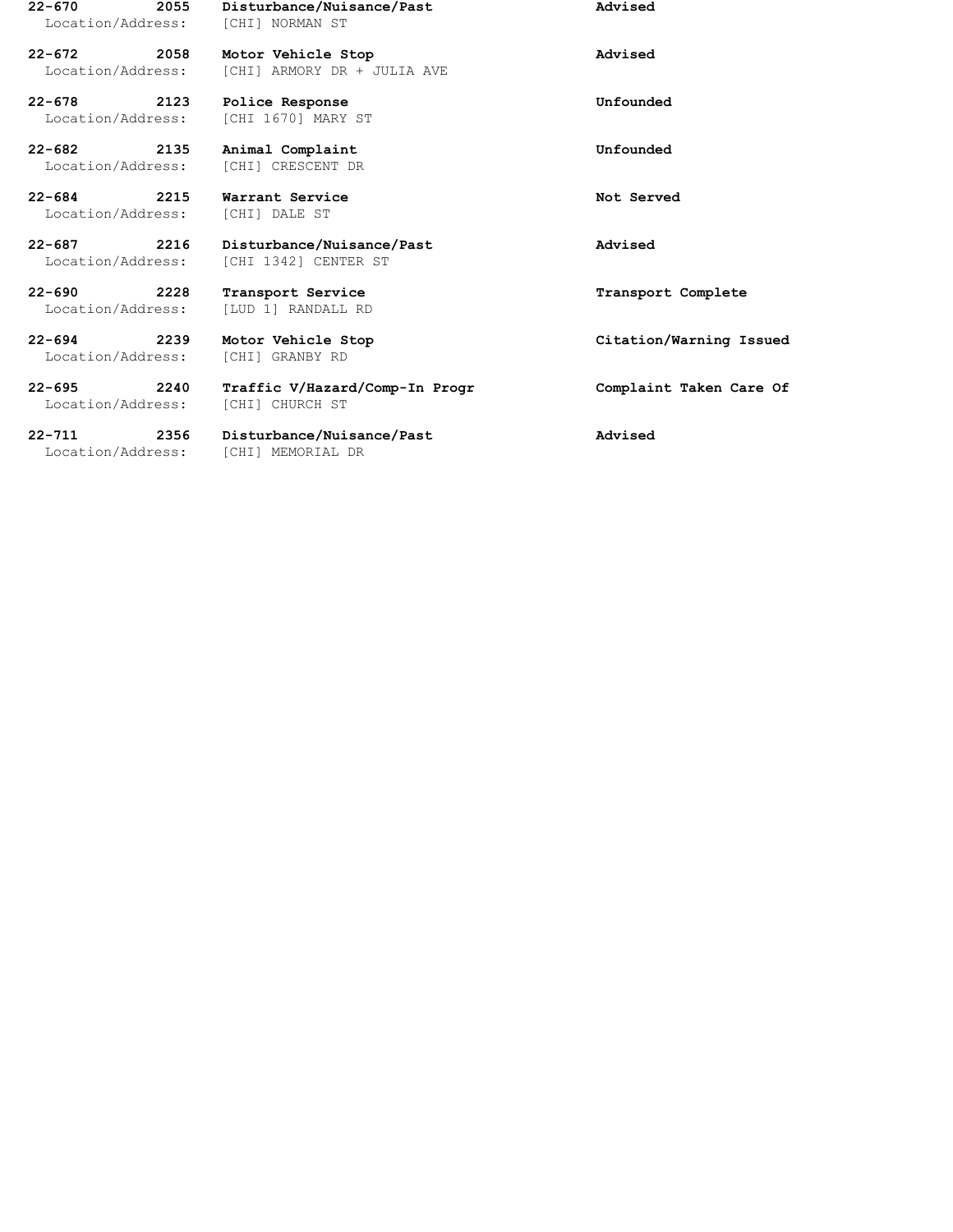**22-670 2055 Disturbance/Nuisance/Past Advised**
Location/Address: [CHI] NORMAN ST

**22-672 2058 Motor Vehicle Stop Advised**
Location/Address: [CHI] ARMORY DR + JULIA AVE

**22-678 2123 Police Response Unfounded**
Location/Address: [CHI 1670] MARY ST

**22-682 2135 Animal Complaint Unfounded**
Location/Address: [CHI] CRESCENT DR

**22-684 2215 Warrant Service Not Served**
Location/Address: [CHI] DALE ST

**22-687 2216 Disturbance/Nuisance/Past Advised**
Location/Address: [CHI 1342] CENTER ST

**22-690 2228 Transport Service Transport Complete**
Location/Address: [LUD 1] RANDALL RD

**22-694 2239 Motor Vehicle Stop Citation/Warning Issued**
Location/Address: [CHI] GRANBY RD

**22-695 2240 Traffic V/Hazard/Comp-In Progr Complaint Taken Care Of**
Location/Address: [CHI] CHURCH ST

**22-711 2356 Disturbance/Nuisance/Past Advised**
Location/Address: [CHI] MEMORIAL DR